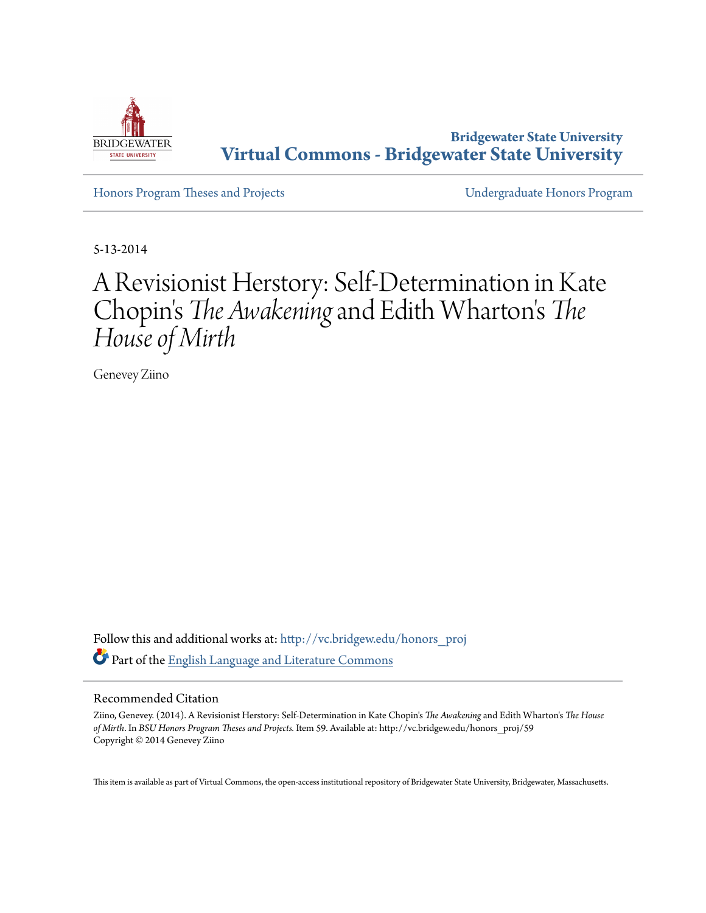Bridgewater State University
**Virtual Commons - Bridgewater State University**

Honors Program Theses and Projects | Undergraduate Honors Program

5-13-2014

# A Revisionist Herstory: Self-Determination in Kate Chopin's *The Awakening* and Edith Wharton's *The House of Mirth*

Genevey Ziino

Follow this and additional works at: http://vc.bridgew.edu/honors_proj

Part of the English Language and Literature Commons

## Recommended Citation

Ziino, Genevey. (2014). A Revisionist Herstory: Self-Determination in Kate Chopin's *The Awakening* and Edith Wharton's *The House of Mirth*. In *BSU Honors Program Theses and Projects*. Item 59. Available at: http://vc.bridgew.edu/honors_proj/59
Copyright © 2014 Genevey Ziino

This item is available as part of Virtual Commons, the open-access institutional repository of Bridgewater State University, Bridgewater, Massachusetts.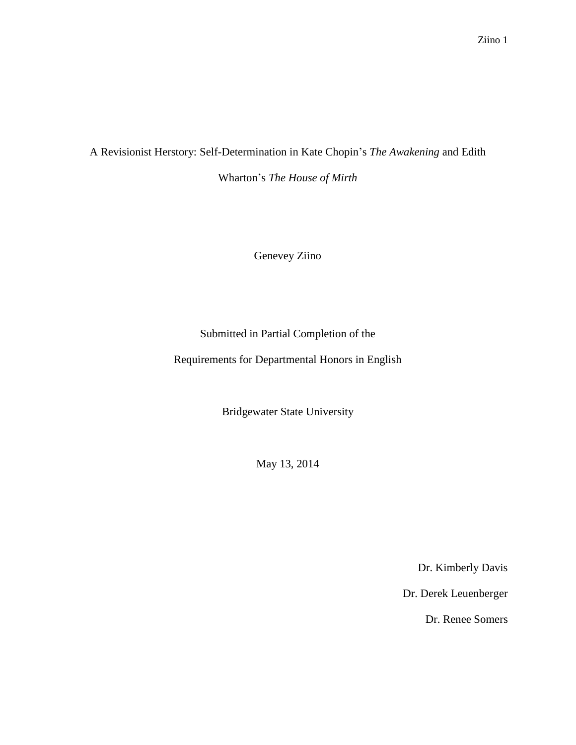# A Revisionist Herstory: Self-Determination in Kate Chopin's *The Awakening* and Edith Wharton's *The House of Mirth*

Genevey Ziino

Submitted in Partial Completion of the

Requirements for Departmental Honors in English

Bridgewater State University

May 13, 2014

Dr. Kimberly Davis

Dr. Derek Leuenberger

Dr. Renee Somers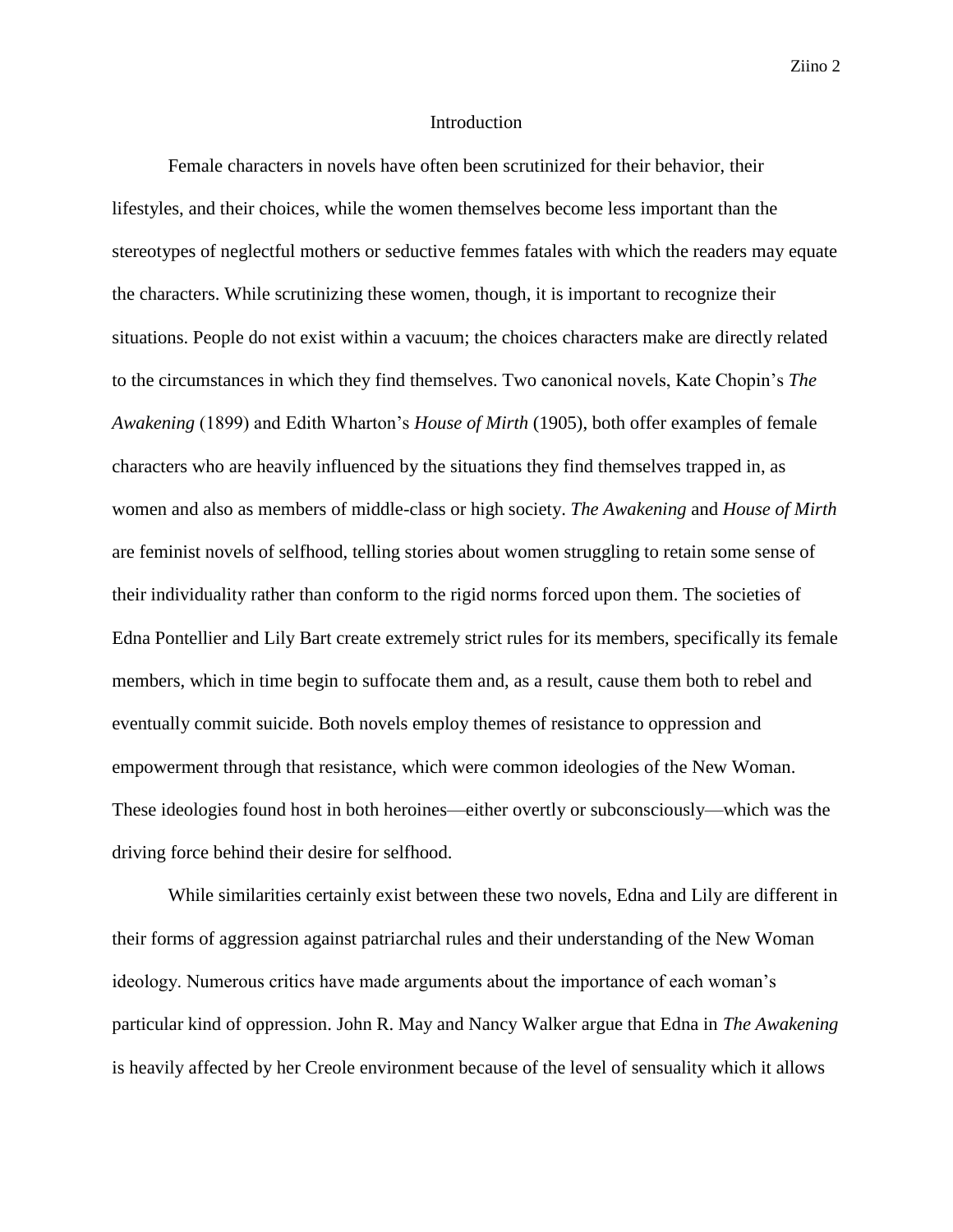## Introduction

Female characters in novels have often been scrutinized for their behavior, their lifestyles, and their choices, while the women themselves become less important than the stereotypes of neglectful mothers or seductive femmes fatales with which the readers may equate the characters. While scrutinizing these women, though, it is important to recognize their situations. People do not exist within a vacuum; the choices characters make are directly related to the circumstances in which they find themselves. Two canonical novels, Kate Chopin's *The Awakening* (1899) and Edith Wharton's *House of Mirth* (1905), both offer examples of female characters who are heavily influenced by the situations they find themselves trapped in, as women and also as members of middle-class or high society. *The Awakening* and *House of Mirth* are feminist novels of selfhood, telling stories about women struggling to retain some sense of their individuality rather than conform to the rigid norms forced upon them. The societies of Edna Pontellier and Lily Bart create extremely strict rules for its members, specifically its female members, which in time begin to suffocate them and, as a result, cause them both to rebel and eventually commit suicide. Both novels employ themes of resistance to oppression and empowerment through that resistance, which were common ideologies of the New Woman. These ideologies found host in both heroines—either overtly or subconsciously—which was the driving force behind their desire for selfhood.

While similarities certainly exist between these two novels, Edna and Lily are different in their forms of aggression against patriarchal rules and their understanding of the New Woman ideology. Numerous critics have made arguments about the importance of each woman's particular kind of oppression. John R. May and Nancy Walker argue that Edna in *The Awakening* is heavily affected by her Creole environment because of the level of sensuality which it allows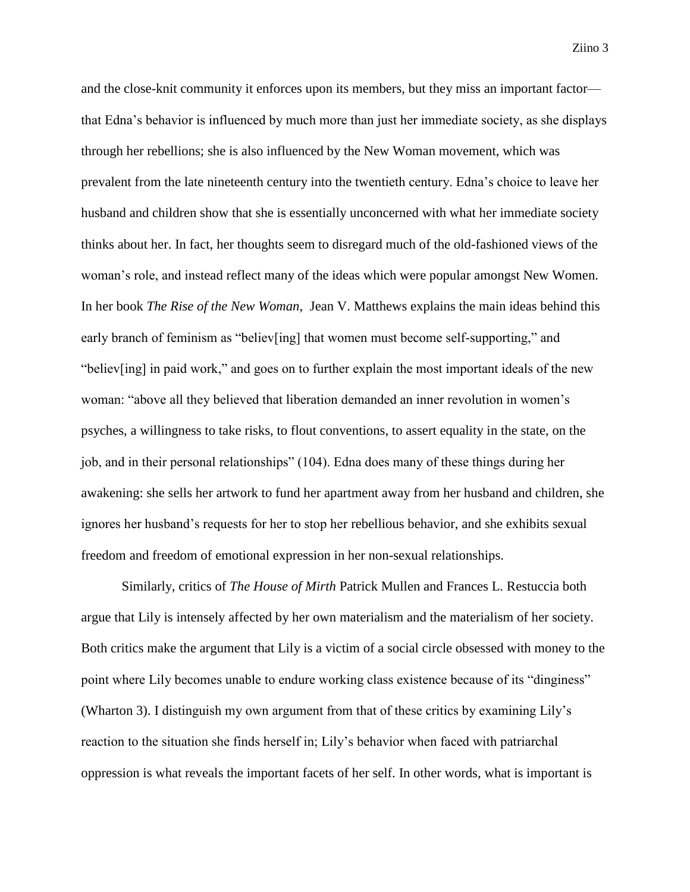and the close-knit community it enforces upon its members, but they miss an important factor—that Edna's behavior is influenced by much more than just her immediate society, as she displays through her rebellions; she is also influenced by the New Woman movement, which was prevalent from the late nineteenth century into the twentieth century. Edna's choice to leave her husband and children show that she is essentially unconcerned with what her immediate society thinks about her. In fact, her thoughts seem to disregard much of the old-fashioned views of the woman's role, and instead reflect many of the ideas which were popular amongst New Women. In her book *The Rise of the New Woman*, Jean V. Matthews explains the main ideas behind this early branch of feminism as "believ[ing] that women must become self-supporting," and "believ[ing] in paid work," and goes on to further explain the most important ideals of the new woman: "above all they believed that liberation demanded an inner revolution in women's psyches, a willingness to take risks, to flout conventions, to assert equality in the state, on the job, and in their personal relationships" (104). Edna does many of these things during her awakening: she sells her artwork to fund her apartment away from her husband and children, she ignores her husband's requests for her to stop her rebellious behavior, and she exhibits sexual freedom and freedom of emotional expression in her non-sexual relationships.

Similarly, critics of *The House of Mirth* Patrick Mullen and Frances L. Restuccia both argue that Lily is intensely affected by her own materialism and the materialism of her society. Both critics make the argument that Lily is a victim of a social circle obsessed with money to the point where Lily becomes unable to endure working class existence because of its "dinginess" (Wharton 3). I distinguish my own argument from that of these critics by examining Lily's reaction to the situation she finds herself in; Lily's behavior when faced with patriarchal oppression is what reveals the important facets of her self. In other words, what is important is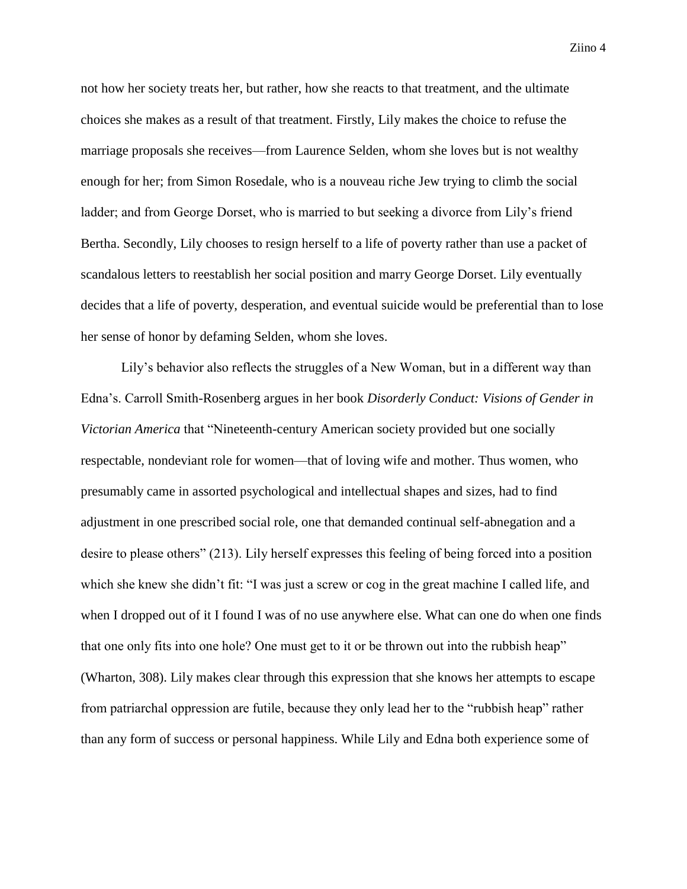not how her society treats her, but rather, how she reacts to that treatment, and the ultimate choices she makes as a result of that treatment. Firstly, Lily makes the choice to refuse the marriage proposals she receives—from Laurence Selden, whom she loves but is not wealthy enough for her; from Simon Rosedale, who is a nouveau riche Jew trying to climb the social ladder; and from George Dorset, who is married to but seeking a divorce from Lily's friend Bertha. Secondly, Lily chooses to resign herself to a life of poverty rather than use a packet of scandalous letters to reestablish her social position and marry George Dorset. Lily eventually decides that a life of poverty, desperation, and eventual suicide would be preferential than to lose her sense of honor by defaming Selden, whom she loves.

Lily's behavior also reflects the struggles of a New Woman, but in a different way than Edna's. Carroll Smith-Rosenberg argues in her book *Disorderly Conduct: Visions of Gender in Victorian America* that "Nineteenth-century American society provided but one socially respectable, nondeviant role for women—that of loving wife and mother. Thus women, who presumably came in assorted psychological and intellectual shapes and sizes, had to find adjustment in one prescribed social role, one that demanded continual self-abnegation and a desire to please others" (213). Lily herself expresses this feeling of being forced into a position which she knew she didn't fit: "I was just a screw or cog in the great machine I called life, and when I dropped out of it I found I was of no use anywhere else. What can one do when one finds that one only fits into one hole? One must get to it or be thrown out into the rubbish heap" (Wharton, 308). Lily makes clear through this expression that she knows her attempts to escape from patriarchal oppression are futile, because they only lead her to the "rubbish heap" rather than any form of success or personal happiness. While Lily and Edna both experience some of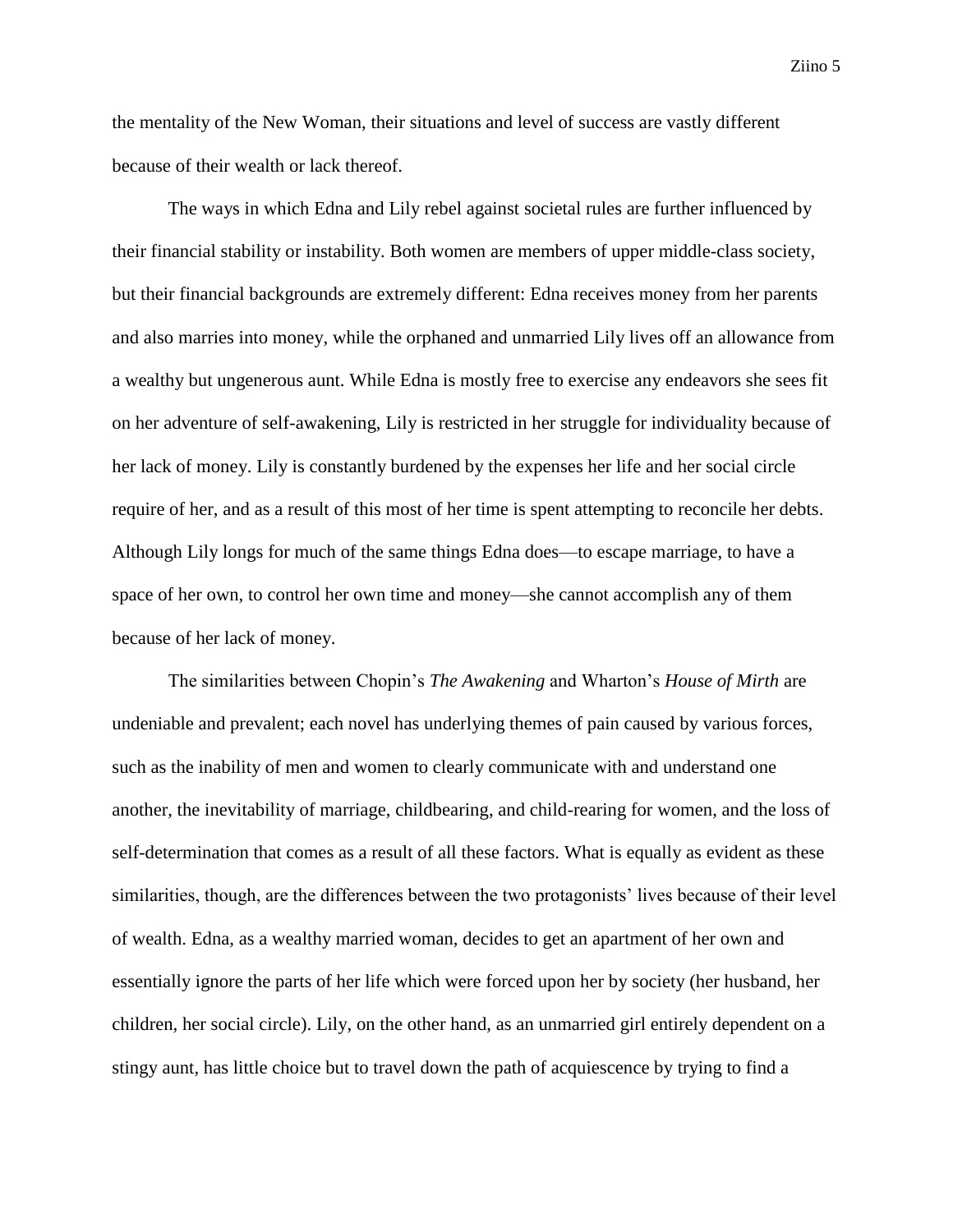the mentality of the New Woman, their situations and level of success are vastly different because of their wealth or lack thereof.

The ways in which Edna and Lily rebel against societal rules are further influenced by their financial stability or instability. Both women are members of upper middle-class society, but their financial backgrounds are extremely different: Edna receives money from her parents and also marries into money, while the orphaned and unmarried Lily lives off an allowance from a wealthy but ungenerous aunt. While Edna is mostly free to exercise any endeavors she sees fit on her adventure of self-awakening, Lily is restricted in her struggle for individuality because of her lack of money. Lily is constantly burdened by the expenses her life and her social circle require of her, and as a result of this most of her time is spent attempting to reconcile her debts. Although Lily longs for much of the same things Edna does—to escape marriage, to have a space of her own, to control her own time and money—she cannot accomplish any of them because of her lack of money.

The similarities between Chopin's *The Awakening* and Wharton's *House of Mirth* are undeniable and prevalent; each novel has underlying themes of pain caused by various forces, such as the inability of men and women to clearly communicate with and understand one another, the inevitability of marriage, childbearing, and child-rearing for women, and the loss of self-determination that comes as a result of all these factors. What is equally as evident as these similarities, though, are the differences between the two protagonists' lives because of their level of wealth. Edna, as a wealthy married woman, decides to get an apartment of her own and essentially ignore the parts of her life which were forced upon her by society (her husband, her children, her social circle). Lily, on the other hand, as an unmarried girl entirely dependent on a stingy aunt, has little choice but to travel down the path of acquiescence by trying to find a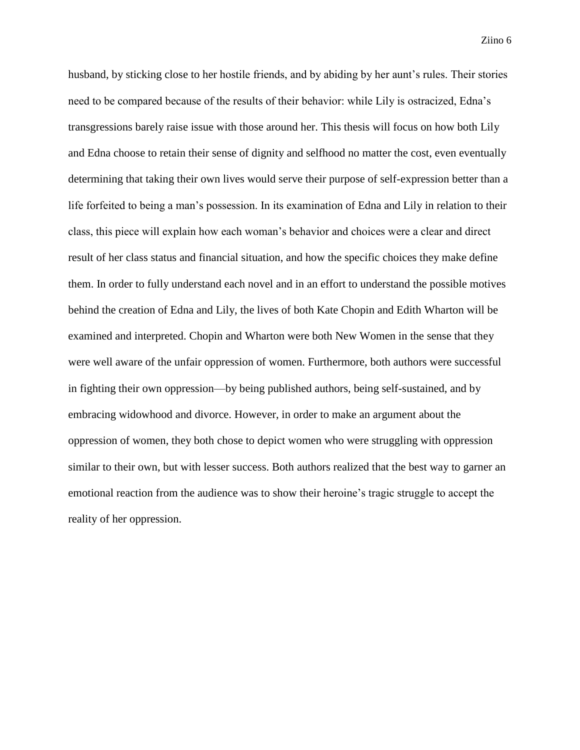husband, by sticking close to her hostile friends, and by abiding by her aunt's rules. Their stories need to be compared because of the results of their behavior: while Lily is ostracized, Edna's transgressions barely raise issue with those around her. This thesis will focus on how both Lily and Edna choose to retain their sense of dignity and selfhood no matter the cost, even eventually determining that taking their own lives would serve their purpose of self-expression better than a life forfeited to being a man's possession. In its examination of Edna and Lily in relation to their class, this piece will explain how each woman's behavior and choices were a clear and direct result of her class status and financial situation, and how the specific choices they make define them. In order to fully understand each novel and in an effort to understand the possible motives behind the creation of Edna and Lily, the lives of both Kate Chopin and Edith Wharton will be examined and interpreted. Chopin and Wharton were both New Women in the sense that they were well aware of the unfair oppression of women. Furthermore, both authors were successful in fighting their own oppression—by being published authors, being self-sustained, and by embracing widowhood and divorce. However, in order to make an argument about the oppression of women, they both chose to depict women who were struggling with oppression similar to their own, but with lesser success. Both authors realized that the best way to garner an emotional reaction from the audience was to show their heroine's tragic struggle to accept the reality of her oppression.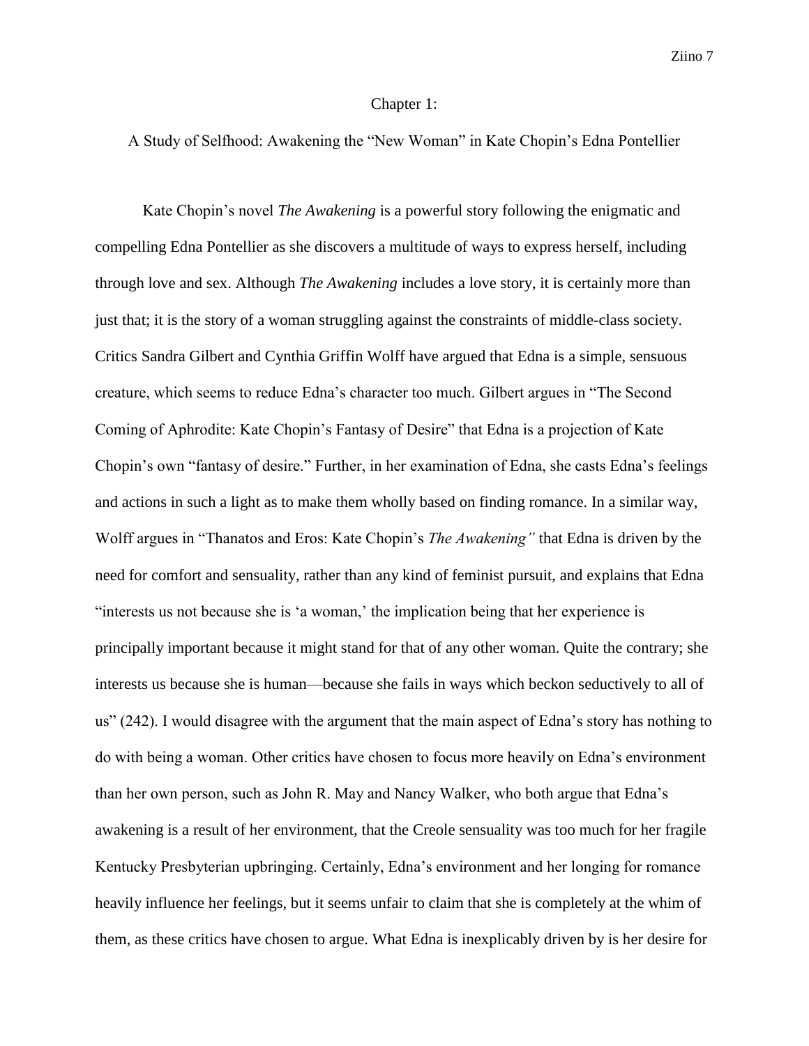## Chapter 1:

## A Study of Selfhood: Awakening the "New Woman" in Kate Chopin's Edna Pontellier

Kate Chopin's novel *The Awakening* is a powerful story following the enigmatic and compelling Edna Pontellier as she discovers a multitude of ways to express herself, including through love and sex. Although *The Awakening* includes a love story, it is certainly more than just that; it is the story of a woman struggling against the constraints of middle-class society. Critics Sandra Gilbert and Cynthia Griffin Wolff have argued that Edna is a simple, sensuous creature, which seems to reduce Edna's character too much. Gilbert argues in "The Second Coming of Aphrodite: Kate Chopin's Fantasy of Desire" that Edna is a projection of Kate Chopin's own "fantasy of desire." Further, in her examination of Edna, she casts Edna's feelings and actions in such a light as to make them wholly based on finding romance. In a similar way, Wolff argues in "Thanatos and Eros: Kate Chopin's *The Awakening"* that Edna is driven by the need for comfort and sensuality, rather than any kind of feminist pursuit, and explains that Edna "interests us not because she is 'a woman,' the implication being that her experience is principally important because it might stand for that of any other woman. Quite the contrary; she interests us because she is human—because she fails in ways which beckon seductively to all of us" (242). I would disagree with the argument that the main aspect of Edna's story has nothing to do with being a woman. Other critics have chosen to focus more heavily on Edna's environment than her own person, such as John R. May and Nancy Walker, who both argue that Edna's awakening is a result of her environment, that the Creole sensuality was too much for her fragile Kentucky Presbyterian upbringing. Certainly, Edna's environment and her longing for romance heavily influence her feelings, but it seems unfair to claim that she is completely at the whim of them, as these critics have chosen to argue. What Edna is inexplicably driven by is her desire for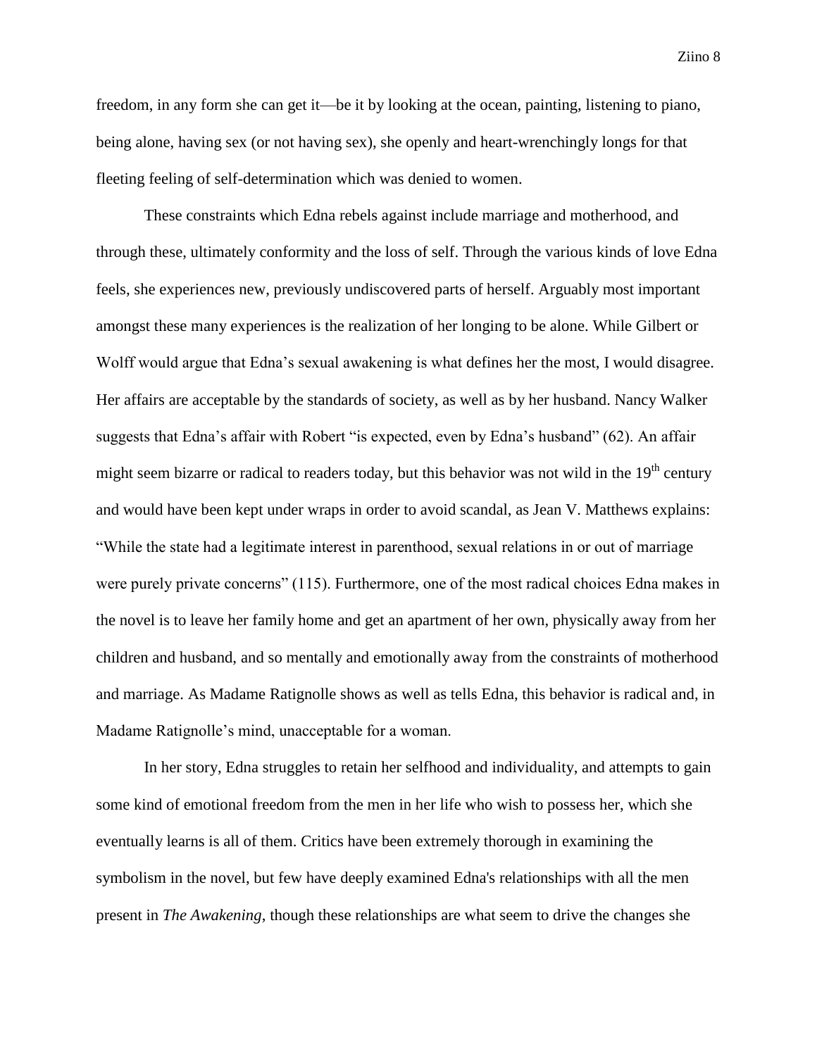freedom, in any form she can get it—be it by looking at the ocean, painting, listening to piano, being alone, having sex (or not having sex), she openly and heart-wrenchingly longs for that fleeting feeling of self-determination which was denied to women.

These constraints which Edna rebels against include marriage and motherhood, and through these, ultimately conformity and the loss of self. Through the various kinds of love Edna feels, she experiences new, previously undiscovered parts of herself. Arguably most important amongst these many experiences is the realization of her longing to be alone. While Gilbert or Wolff would argue that Edna's sexual awakening is what defines her the most, I would disagree. Her affairs are acceptable by the standards of society, as well as by her husband. Nancy Walker suggests that Edna's affair with Robert "is expected, even by Edna's husband" (62). An affair might seem bizarre or radical to readers today, but this behavior was not wild in the 19th century and would have been kept under wraps in order to avoid scandal, as Jean V. Matthews explains: "While the state had a legitimate interest in parenthood, sexual relations in or out of marriage were purely private concerns" (115). Furthermore, one of the most radical choices Edna makes in the novel is to leave her family home and get an apartment of her own, physically away from her children and husband, and so mentally and emotionally away from the constraints of motherhood and marriage. As Madame Ratignolle shows as well as tells Edna, this behavior is radical and, in Madame Ratignolle's mind, unacceptable for a woman.

In her story, Edna struggles to retain her selfhood and individuality, and attempts to gain some kind of emotional freedom from the men in her life who wish to possess her, which she eventually learns is all of them. Critics have been extremely thorough in examining the symbolism in the novel, but few have deeply examined Edna's relationships with all the men present in *The Awakening*, though these relationships are what seem to drive the changes she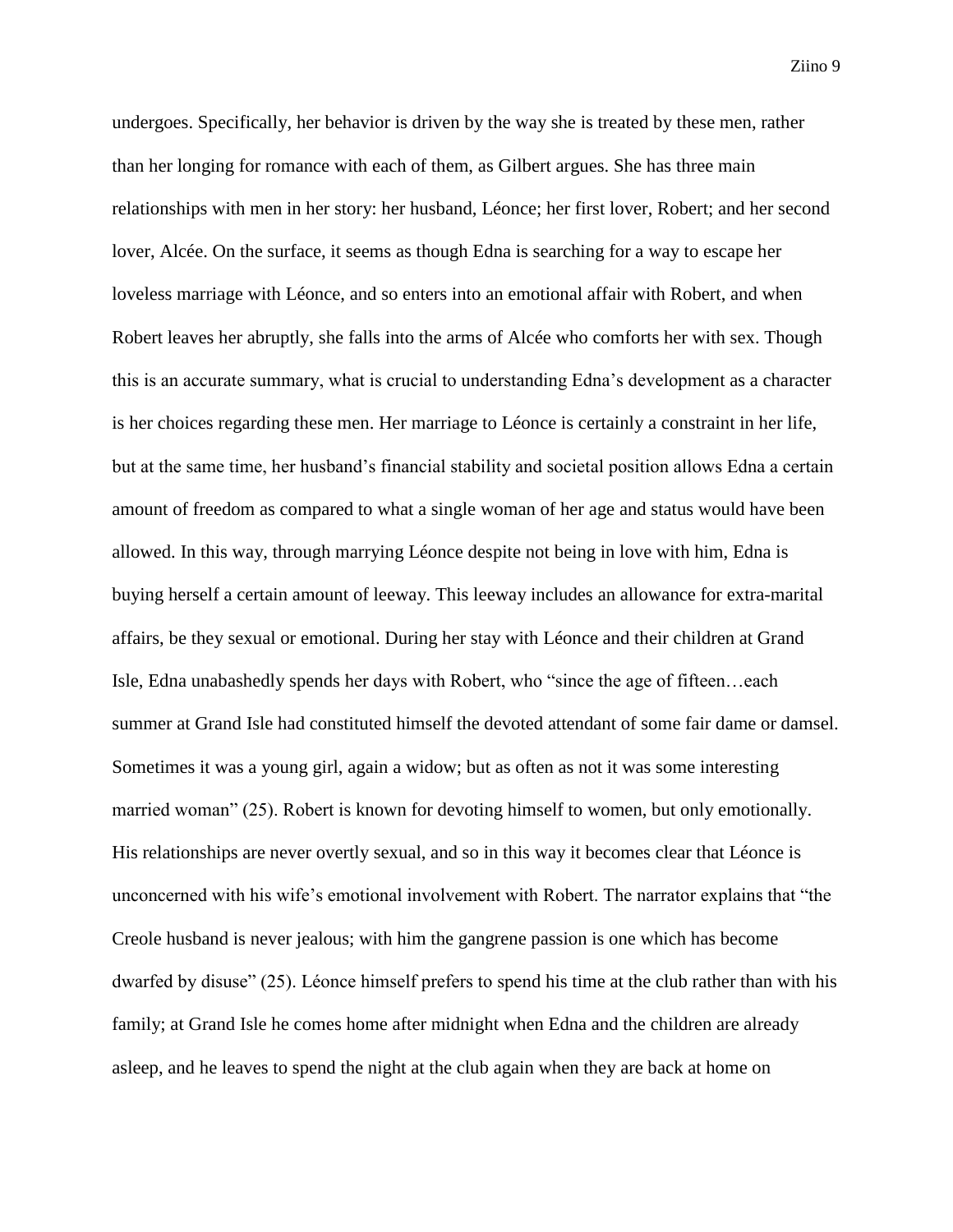undergoes. Specifically, her behavior is driven by the way she is treated by these men, rather than her longing for romance with each of them, as Gilbert argues. She has three main relationships with men in her story: her husband, Léonce; her first lover, Robert; and her second lover, Alcée. On the surface, it seems as though Edna is searching for a way to escape her loveless marriage with Léonce, and so enters into an emotional affair with Robert, and when Robert leaves her abruptly, she falls into the arms of Alcée who comforts her with sex. Though this is an accurate summary, what is crucial to understanding Edna's development as a character is her choices regarding these men. Her marriage to Léonce is certainly a constraint in her life, but at the same time, her husband's financial stability and societal position allows Edna a certain amount of freedom as compared to what a single woman of her age and status would have been allowed. In this way, through marrying Léonce despite not being in love with him, Edna is buying herself a certain amount of leeway. This leeway includes an allowance for extra-marital affairs, be they sexual or emotional. During her stay with Léonce and their children at Grand Isle, Edna unabashedly spends her days with Robert, who "since the age of fifteen…each summer at Grand Isle had constituted himself the devoted attendant of some fair dame or damsel. Sometimes it was a young girl, again a widow; but as often as not it was some interesting married woman" (25). Robert is known for devoting himself to women, but only emotionally. His relationships are never overtly sexual, and so in this way it becomes clear that Léonce is unconcerned with his wife's emotional involvement with Robert. The narrator explains that "the Creole husband is never jealous; with him the gangrene passion is one which has become dwarfed by disuse" (25). Léonce himself prefers to spend his time at the club rather than with his family; at Grand Isle he comes home after midnight when Edna and the children are already asleep, and he leaves to spend the night at the club again when they are back at home on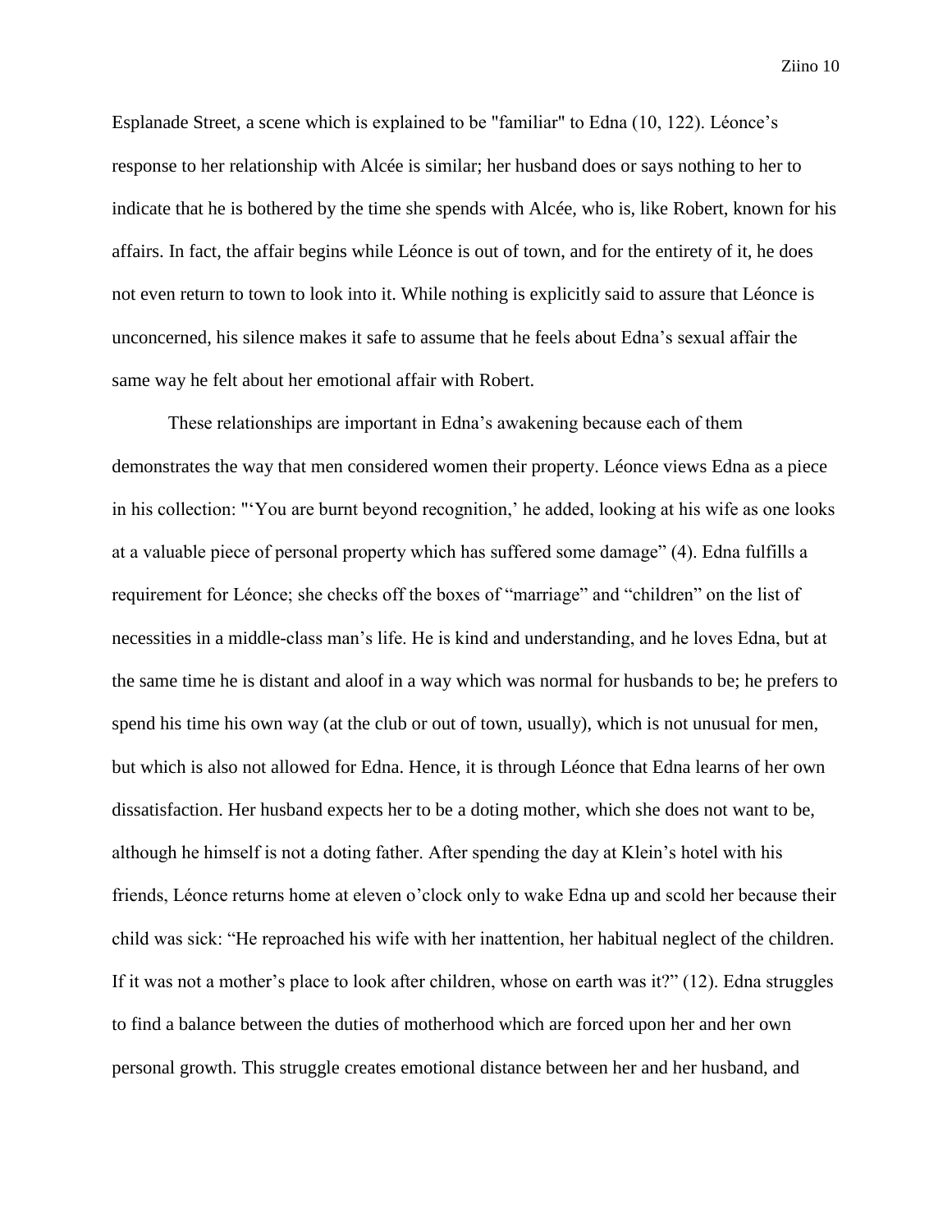Esplanade Street, a scene which is explained to be "familiar" to Edna (10, 122). Léonce's response to her relationship with Alcée is similar; her husband does or says nothing to her to indicate that he is bothered by the time she spends with Alcée, who is, like Robert, known for his affairs. In fact, the affair begins while Léonce is out of town, and for the entirety of it, he does not even return to town to look into it. While nothing is explicitly said to assure that Léonce is unconcerned, his silence makes it safe to assume that he feels about Edna's sexual affair the same way he felt about her emotional affair with Robert.

These relationships are important in Edna's awakening because each of them demonstrates the way that men considered women their property. Léonce views Edna as a piece in his collection: "'You are burnt beyond recognition,' he added, looking at his wife as one looks at a valuable piece of personal property which has suffered some damage" (4). Edna fulfills a requirement for Léonce; she checks off the boxes of "marriage" and "children" on the list of necessities in a middle-class man's life. He is kind and understanding, and he loves Edna, but at the same time he is distant and aloof in a way which was normal for husbands to be; he prefers to spend his time his own way (at the club or out of town, usually), which is not unusual for men, but which is also not allowed for Edna. Hence, it is through Léonce that Edna learns of her own dissatisfaction. Her husband expects her to be a doting mother, which she does not want to be, although he himself is not a doting father. After spending the day at Klein's hotel with his friends, Léonce returns home at eleven o'clock only to wake Edna up and scold her because their child was sick: "He reproached his wife with her inattention, her habitual neglect of the children. If it was not a mother's place to look after children, whose on earth was it?" (12). Edna struggles to find a balance between the duties of motherhood which are forced upon her and her own personal growth. This struggle creates emotional distance between her and her husband, and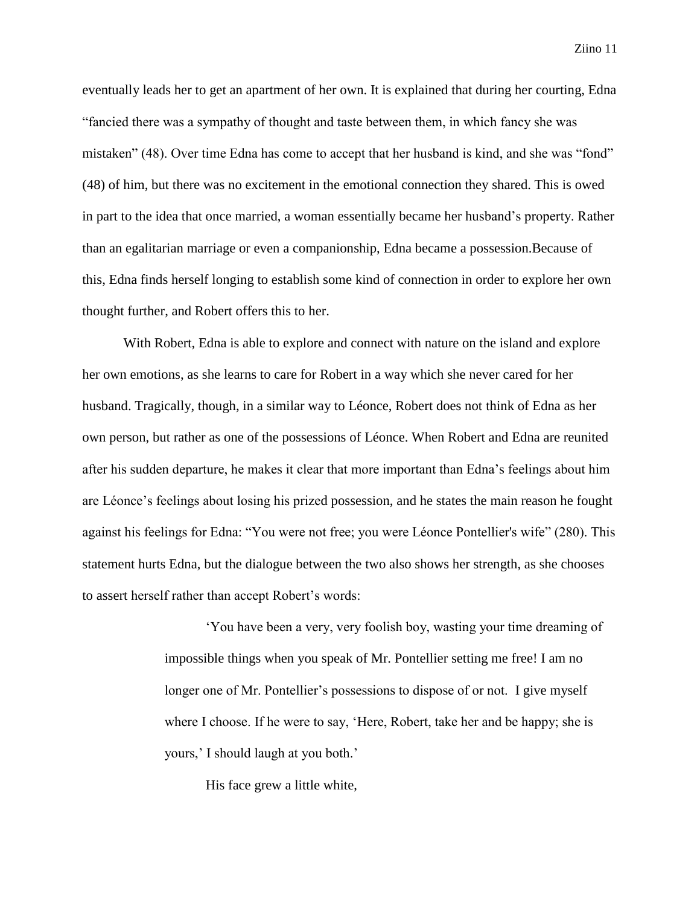eventually leads her to get an apartment of her own. It is explained that during her courting, Edna "fancied there was a sympathy of thought and taste between them, in which fancy she was mistaken" (48). Over time Edna has come to accept that her husband is kind, and she was "fond" (48) of him, but there was no excitement in the emotional connection they shared. This is owed in part to the idea that once married, a woman essentially became her husband's property. Rather than an egalitarian marriage or even a companionship, Edna became a possession.Because of this, Edna finds herself longing to establish some kind of connection in order to explore her own thought further, and Robert offers this to her.

With Robert, Edna is able to explore and connect with nature on the island and explore her own emotions, as she learns to care for Robert in a way which she never cared for her husband. Tragically, though, in a similar way to Léonce, Robert does not think of Edna as her own person, but rather as one of the possessions of Léonce. When Robert and Edna are reunited after his sudden departure, he makes it clear that more important than Edna's feelings about him are Léonce's feelings about losing his prized possession, and he states the main reason he fought against his feelings for Edna: "You were not free; you were Léonce Pontellier's wife" (280). This statement hurts Edna, but the dialogue between the two also shows her strength, as she chooses to assert herself rather than accept Robert's words:

> 'You have been a very, very foolish boy, wasting your time dreaming of impossible things when you speak of Mr. Pontellier setting me free! I am no longer one of Mr. Pontellier's possessions to dispose of or not. I give myself where I choose. If he were to say, 'Here, Robert, take her and be happy; she is yours,' I should laugh at you both.'
>
> His face grew a little white,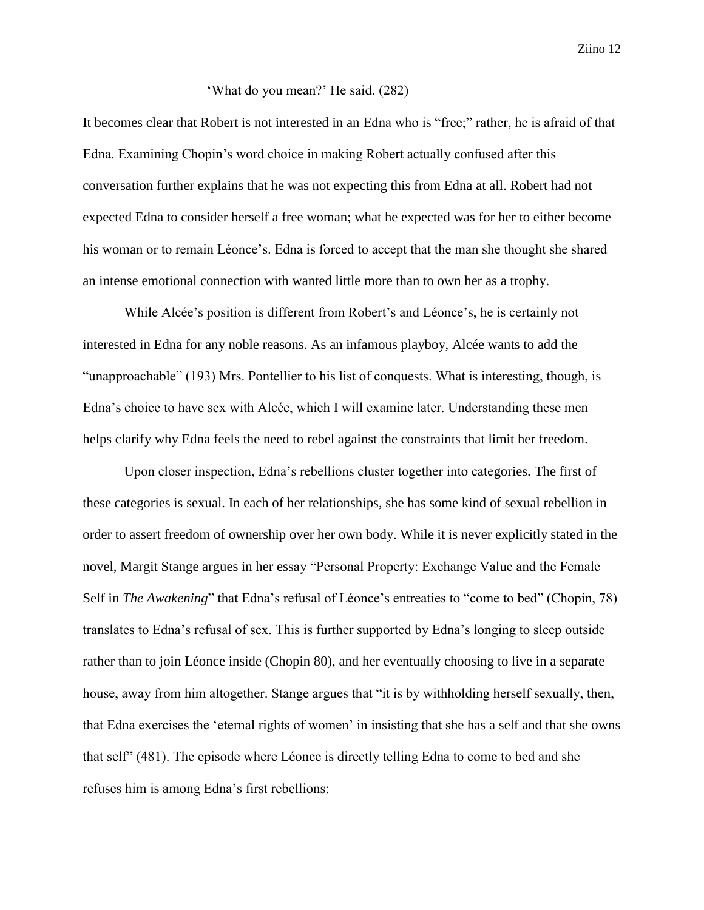'What do you mean?' He said. (282)

It becomes clear that Robert is not interested in an Edna who is "free;" rather, he is afraid of that Edna. Examining Chopin's word choice in making Robert actually confused after this conversation further explains that he was not expecting this from Edna at all. Robert had not expected Edna to consider herself a free woman; what he expected was for her to either become his woman or to remain Léonce's. Edna is forced to accept that the man she thought she shared an intense emotional connection with wanted little more than to own her as a trophy.

While Alcée's position is different from Robert's and Léonce's, he is certainly not interested in Edna for any noble reasons. As an infamous playboy, Alcée wants to add the "unapproachable" (193) Mrs. Pontellier to his list of conquests. What is interesting, though, is Edna's choice to have sex with Alcée, which I will examine later. Understanding these men helps clarify why Edna feels the need to rebel against the constraints that limit her freedom.

Upon closer inspection, Edna's rebellions cluster together into categories. The first of these categories is sexual. In each of her relationships, she has some kind of sexual rebellion in order to assert freedom of ownership over her own body. While it is never explicitly stated in the novel, Margit Stange argues in her essay "Personal Property: Exchange Value and the Female Self in *The Awakening*" that Edna's refusal of Léonce's entreaties to "come to bed" (Chopin, 78) translates to Edna's refusal of sex. This is further supported by Edna's longing to sleep outside rather than to join Léonce inside (Chopin 80), and her eventually choosing to live in a separate house, away from him altogether. Stange argues that "it is by withholding herself sexually, then, that Edna exercises the 'eternal rights of women' in insisting that she has a self and that she owns that self" (481). The episode where Léonce is directly telling Edna to come to bed and she refuses him is among Edna's first rebellions: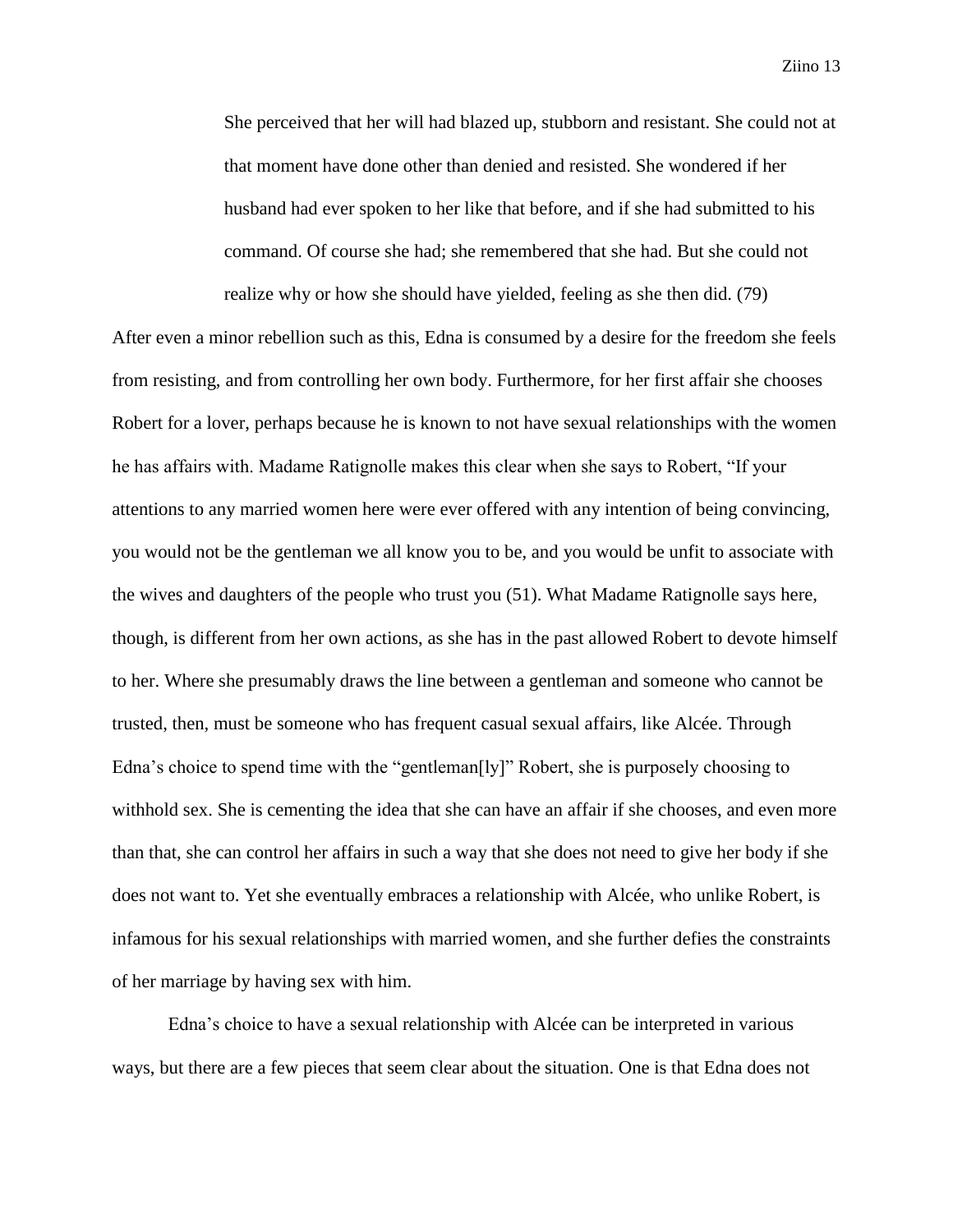> She perceived that her will had blazed up, stubborn and resistant. She could not at that moment have done other than denied and resisted. She wondered if her husband had ever spoken to her like that before, and if she had submitted to his command. Of course she had; she remembered that she had. But she could not realize why or how she should have yielded, feeling as she then did. (79)

After even a minor rebellion such as this, Edna is consumed by a desire for the freedom she feels from resisting, and from controlling her own body. Furthermore, for her first affair she chooses Robert for a lover, perhaps because he is known to not have sexual relationships with the women he has affairs with. Madame Ratignolle makes this clear when she says to Robert, "If your attentions to any married women here were ever offered with any intention of being convincing, you would not be the gentleman we all know you to be, and you would be unfit to associate with the wives and daughters of the people who trust you (51). What Madame Ratignolle says here, though, is different from her own actions, as she has in the past allowed Robert to devote himself to her. Where she presumably draws the line between a gentleman and someone who cannot be trusted, then, must be someone who has frequent casual sexual affairs, like Alcée. Through Edna's choice to spend time with the "gentleman[ly]" Robert, she is purposely choosing to withhold sex. She is cementing the idea that she can have an affair if she chooses, and even more than that, she can control her affairs in such a way that she does not need to give her body if she does not want to. Yet she eventually embraces a relationship with Alcée, who unlike Robert, is infamous for his sexual relationships with married women, and she further defies the constraints of her marriage by having sex with him.

Edna's choice to have a sexual relationship with Alcée can be interpreted in various ways, but there are a few pieces that seem clear about the situation. One is that Edna does not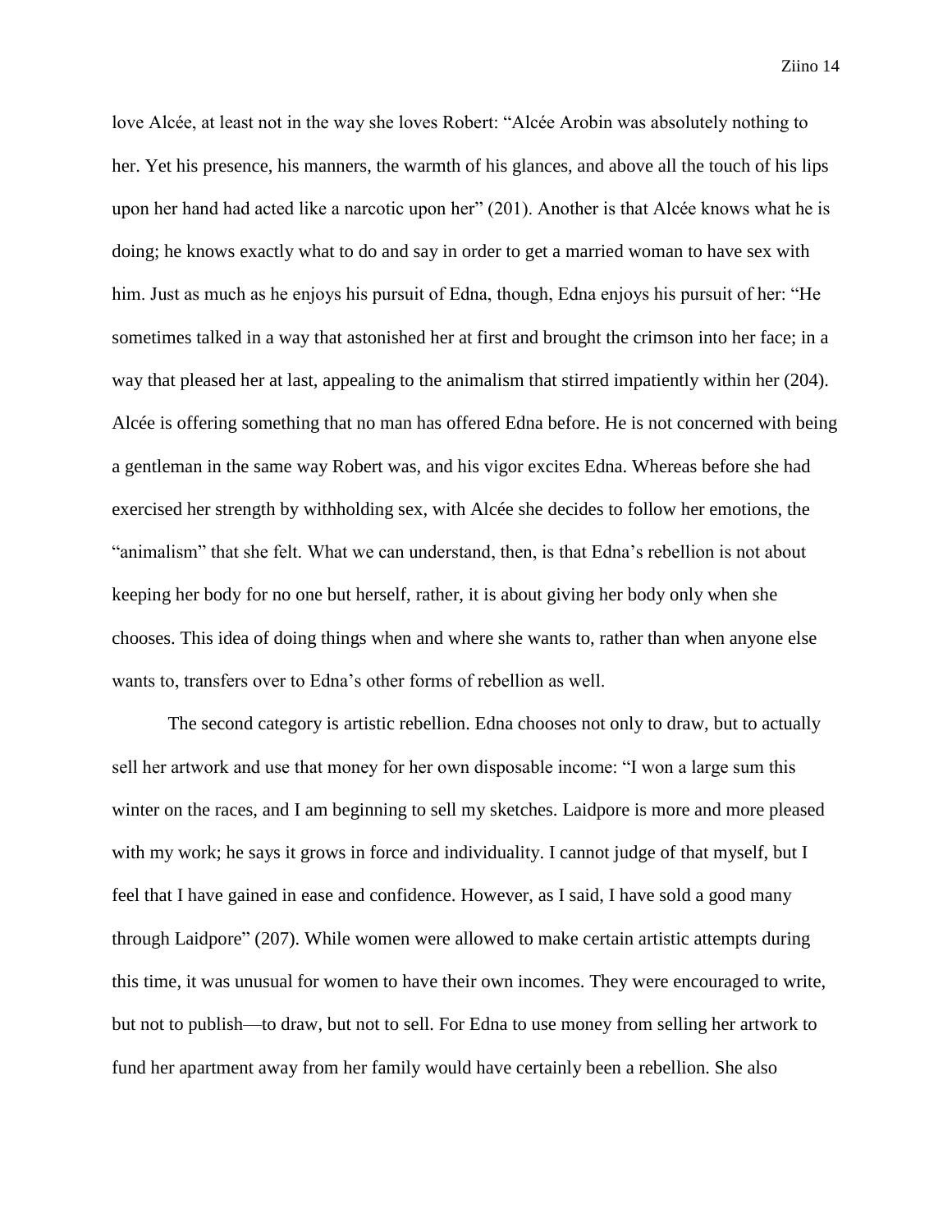love Alcée, at least not in the way she loves Robert: “Alcée Arobin was absolutely nothing to her. Yet his presence, his manners, the warmth of his glances, and above all the touch of his lips upon her hand had acted like a narcotic upon her” (201). Another is that Alcée knows what he is doing; he knows exactly what to do and say in order to get a married woman to have sex with him. Just as much as he enjoys his pursuit of Edna, though, Edna enjoys his pursuit of her: “He sometimes talked in a way that astonished her at first and brought the crimson into her face; in a way that pleased her at last, appealing to the animalism that stirred impatiently within her (204). Alcée is offering something that no man has offered Edna before. He is not concerned with being a gentleman in the same way Robert was, and his vigor excites Edna. Whereas before she had exercised her strength by withholding sex, with Alcée she decides to follow her emotions, the “animalism” that she felt. What we can understand, then, is that Edna’s rebellion is not about keeping her body for no one but herself, rather, it is about giving her body only when she chooses. This idea of doing things when and where she wants to, rather than when anyone else wants to, transfers over to Edna’s other forms of rebellion as well.

The second category is artistic rebellion. Edna chooses not only to draw, but to actually sell her artwork and use that money for her own disposable income: “I won a large sum this winter on the races, and I am beginning to sell my sketches. Laidpore is more and more pleased with my work; he says it grows in force and individuality. I cannot judge of that myself, but I feel that I have gained in ease and confidence. However, as I said, I have sold a good many through Laidpore” (207). While women were allowed to make certain artistic attempts during this time, it was unusual for women to have their own incomes. They were encouraged to write, but not to publish—to draw, but not to sell. For Edna to use money from selling her artwork to fund her apartment away from her family would have certainly been a rebellion. She also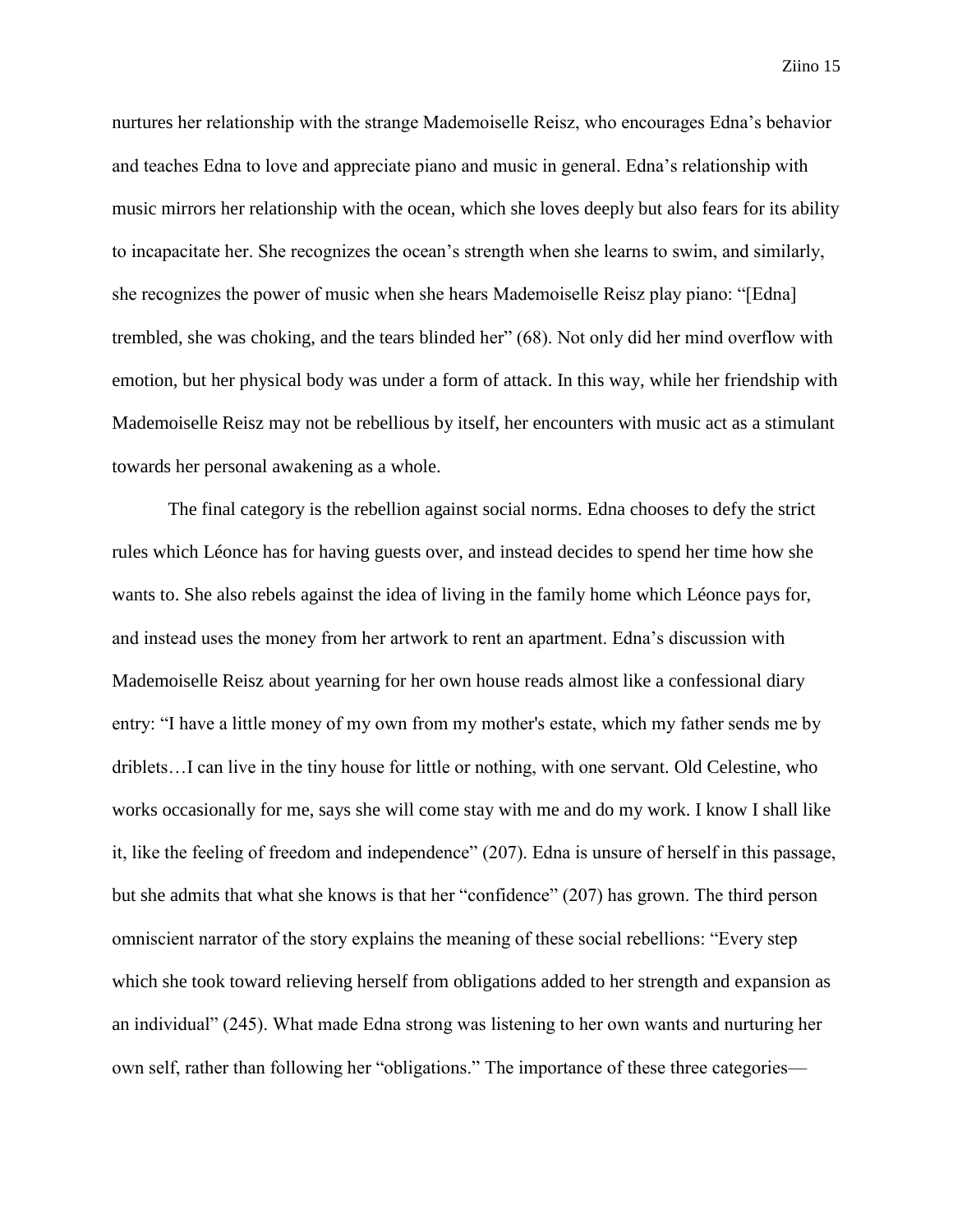nurtures her relationship with the strange Mademoiselle Reisz, who encourages Edna's behavior and teaches Edna to love and appreciate piano and music in general. Edna's relationship with music mirrors her relationship with the ocean, which she loves deeply but also fears for its ability to incapacitate her. She recognizes the ocean's strength when she learns to swim, and similarly, she recognizes the power of music when she hears Mademoiselle Reisz play piano: "[Edna] trembled, she was choking, and the tears blinded her" (68). Not only did her mind overflow with emotion, but her physical body was under a form of attack. In this way, while her friendship with Mademoiselle Reisz may not be rebellious by itself, her encounters with music act as a stimulant towards her personal awakening as a whole.

The final category is the rebellion against social norms. Edna chooses to defy the strict rules which Léonce has for having guests over, and instead decides to spend her time how she wants to. She also rebels against the idea of living in the family home which Léonce pays for, and instead uses the money from her artwork to rent an apartment. Edna's discussion with Mademoiselle Reisz about yearning for her own house reads almost like a confessional diary entry: "I have a little money of my own from my mother's estate, which my father sends me by driblets…I can live in the tiny house for little or nothing, with one servant. Old Celestine, who works occasionally for me, says she will come stay with me and do my work. I know I shall like it, like the feeling of freedom and independence" (207). Edna is unsure of herself in this passage, but she admits that what she knows is that her "confidence" (207) has grown. The third person omniscient narrator of the story explains the meaning of these social rebellions: "Every step which she took toward relieving herself from obligations added to her strength and expansion as an individual" (245). What made Edna strong was listening to her own wants and nurturing her own self, rather than following her "obligations." The importance of these three categories—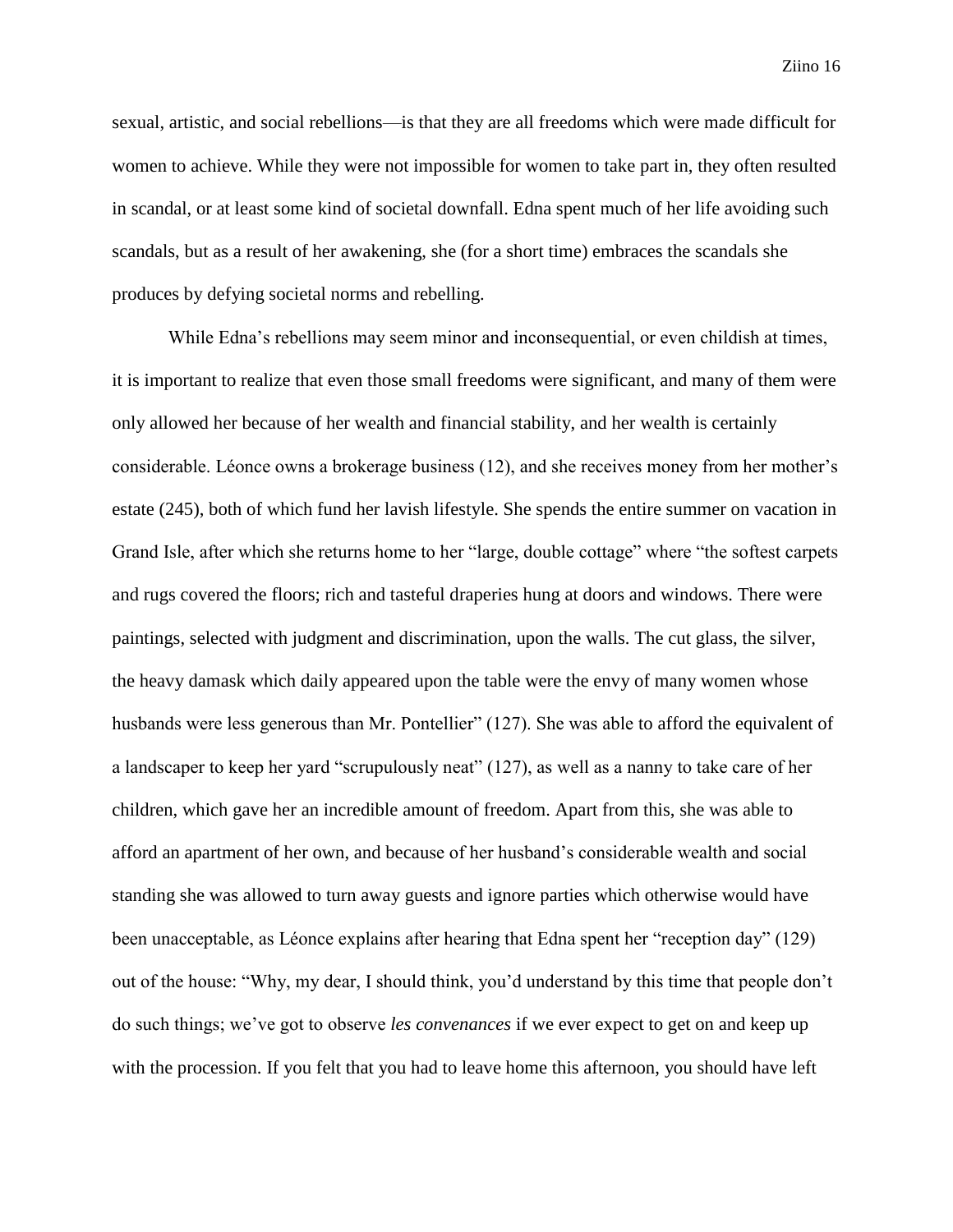sexual, artistic, and social rebellions—is that they are all freedoms which were made difficult for women to achieve. While they were not impossible for women to take part in, they often resulted in scandal, or at least some kind of societal downfall. Edna spent much of her life avoiding such scandals, but as a result of her awakening, she (for a short time) embraces the scandals she produces by defying societal norms and rebelling.

While Edna's rebellions may seem minor and inconsequential, or even childish at times, it is important to realize that even those small freedoms were significant, and many of them were only allowed her because of her wealth and financial stability, and her wealth is certainly considerable. Léonce owns a brokerage business (12), and she receives money from her mother's estate (245), both of which fund her lavish lifestyle. She spends the entire summer on vacation in Grand Isle, after which she returns home to her "large, double cottage" where "the softest carpets and rugs covered the floors; rich and tasteful draperies hung at doors and windows. There were paintings, selected with judgment and discrimination, upon the walls. The cut glass, the silver, the heavy damask which daily appeared upon the table were the envy of many women whose husbands were less generous than Mr. Pontellier" (127). She was able to afford the equivalent of a landscaper to keep her yard "scrupulously neat" (127), as well as a nanny to take care of her children, which gave her an incredible amount of freedom. Apart from this, she was able to afford an apartment of her own, and because of her husband's considerable wealth and social standing she was allowed to turn away guests and ignore parties which otherwise would have been unacceptable, as Léonce explains after hearing that Edna spent her "reception day" (129) out of the house: "Why, my dear, I should think, you'd understand by this time that people don't do such things; we've got to observe *les convenances* if we ever expect to get on and keep up with the procession. If you felt that you had to leave home this afternoon, you should have left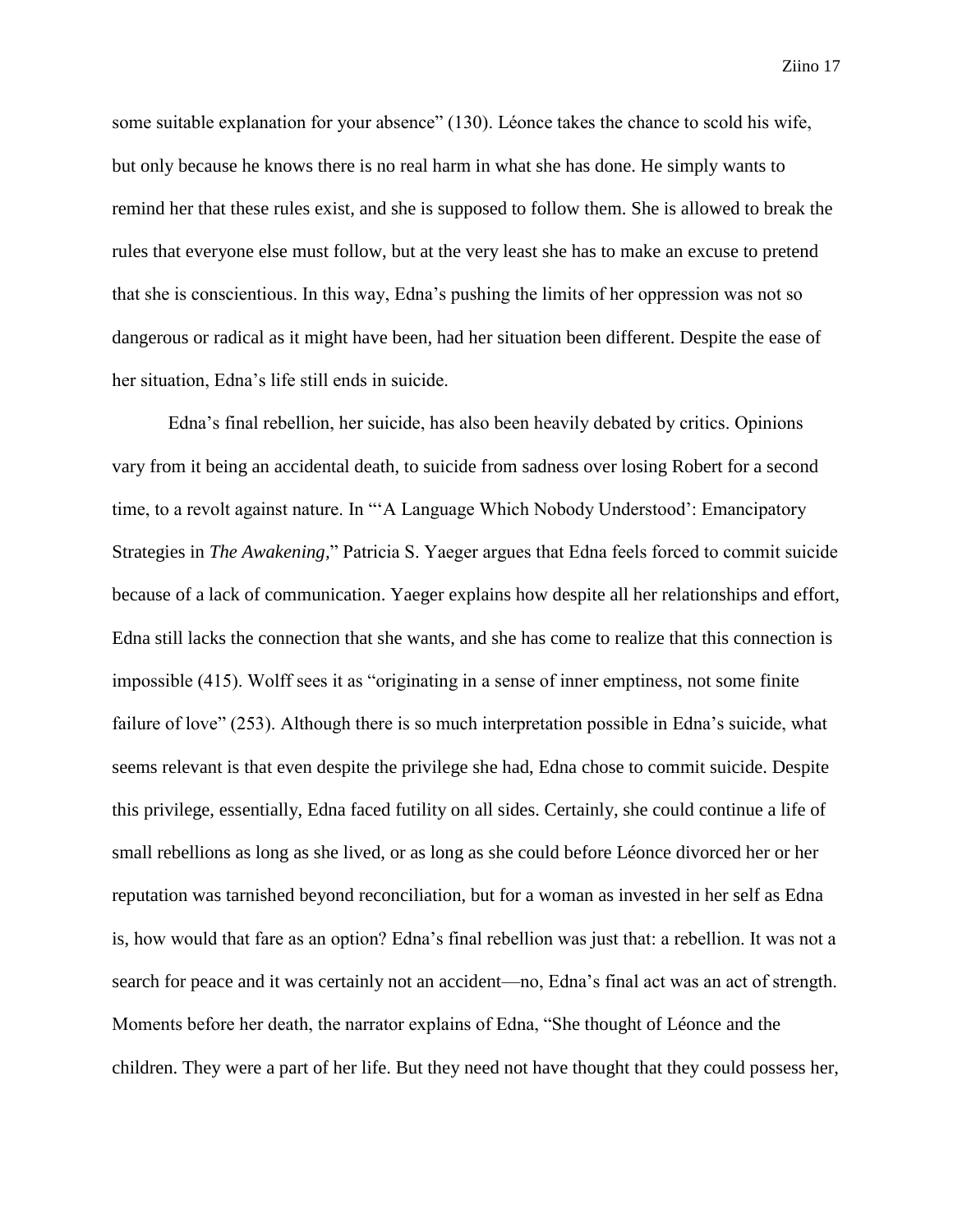some suitable explanation for your absence" (130). Léonce takes the chance to scold his wife, but only because he knows there is no real harm in what she has done. He simply wants to remind her that these rules exist, and she is supposed to follow them. She is allowed to break the rules that everyone else must follow, but at the very least she has to make an excuse to pretend that she is conscientious. In this way, Edna's pushing the limits of her oppression was not so dangerous or radical as it might have been, had her situation been different. Despite the ease of her situation, Edna's life still ends in suicide.

Edna's final rebellion, her suicide, has also been heavily debated by critics. Opinions vary from it being an accidental death, to suicide from sadness over losing Robert for a second time, to a revolt against nature. In "'A Language Which Nobody Understood': Emancipatory Strategies in *The Awakening*," Patricia S. Yaeger argues that Edna feels forced to commit suicide because of a lack of communication. Yaeger explains how despite all her relationships and effort, Edna still lacks the connection that she wants, and she has come to realize that this connection is impossible (415). Wolff sees it as "originating in a sense of inner emptiness, not some finite failure of love" (253). Although there is so much interpretation possible in Edna's suicide, what seems relevant is that even despite the privilege she had, Edna chose to commit suicide. Despite this privilege, essentially, Edna faced futility on all sides. Certainly, she could continue a life of small rebellions as long as she lived, or as long as she could before Léonce divorced her or her reputation was tarnished beyond reconciliation, but for a woman as invested in her self as Edna is, how would that fare as an option? Edna's final rebellion was just that: a rebellion. It was not a search for peace and it was certainly not an accident—no, Edna's final act was an act of strength. Moments before her death, the narrator explains of Edna, "She thought of Léonce and the children. They were a part of her life. But they need not have thought that they could possess her,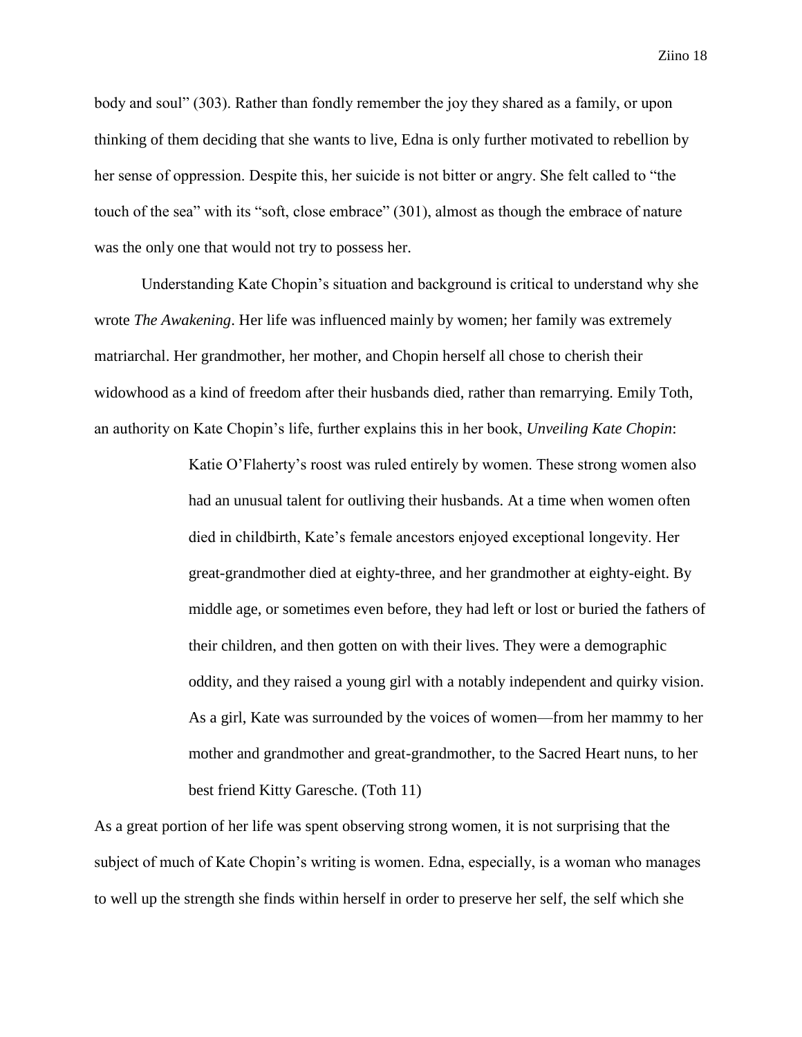body and soul" (303). Rather than fondly remember the joy they shared as a family, or upon thinking of them deciding that she wants to live, Edna is only further motivated to rebellion by her sense of oppression. Despite this, her suicide is not bitter or angry. She felt called to "the touch of the sea" with its "soft, close embrace" (301), almost as though the embrace of nature was the only one that would not try to possess her.

Understanding Kate Chopin's situation and background is critical to understand why she wrote *The Awakening*. Her life was influenced mainly by women; her family was extremely matriarchal. Her grandmother, her mother, and Chopin herself all chose to cherish their widowhood as a kind of freedom after their husbands died, rather than remarrying. Emily Toth, an authority on Kate Chopin's life, further explains this in her book, *Unveiling Kate Chopin*:

> Katie O'Flaherty's roost was ruled entirely by women. These strong women also had an unusual talent for outliving their husbands. At a time when women often died in childbirth, Kate's female ancestors enjoyed exceptional longevity. Her great-grandmother died at eighty-three, and her grandmother at eighty-eight. By middle age, or sometimes even before, they had left or lost or buried the fathers of their children, and then gotten on with their lives. They were a demographic oddity, and they raised a young girl with a notably independent and quirky vision. As a girl, Kate was surrounded by the voices of women—from her mammy to her mother and grandmother and great-grandmother, to the Sacred Heart nuns, to her best friend Kitty Garesche. (Toth 11)

As a great portion of her life was spent observing strong women, it is not surprising that the subject of much of Kate Chopin's writing is women. Edna, especially, is a woman who manages to well up the strength she finds within herself in order to preserve her self, the self which she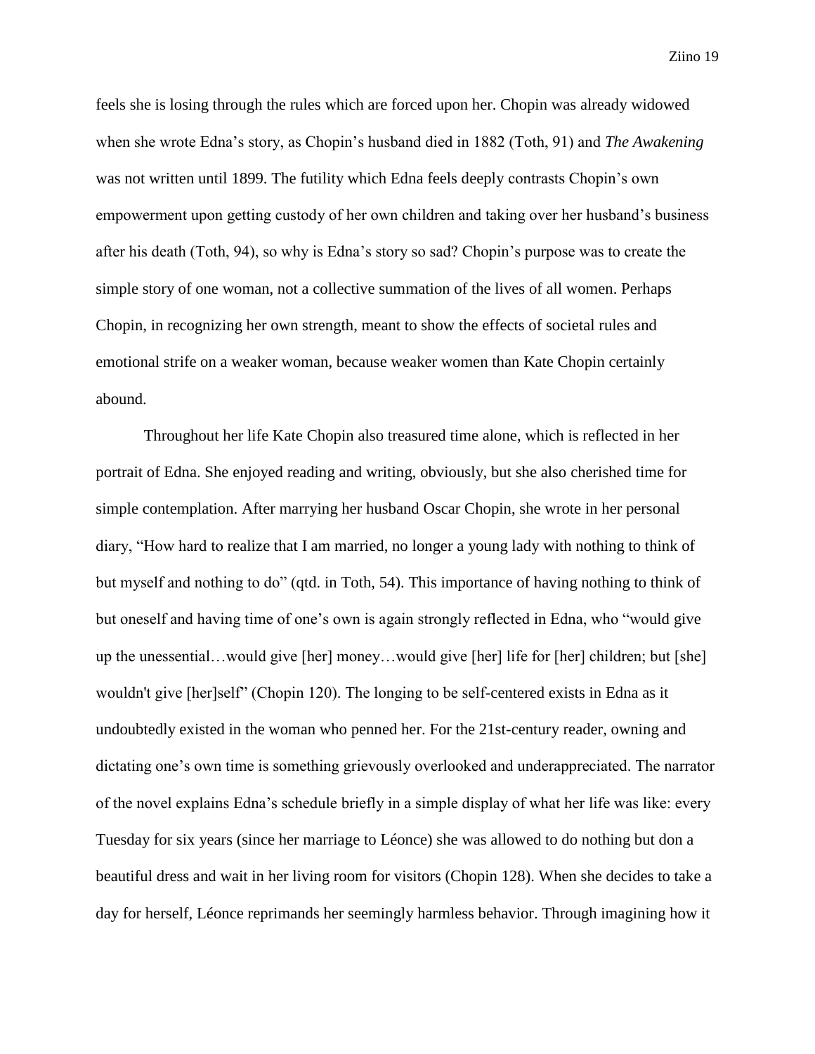feels she is losing through the rules which are forced upon her. Chopin was already widowed when she wrote Edna's story, as Chopin's husband died in 1882 (Toth, 91) and *The Awakening* was not written until 1899. The futility which Edna feels deeply contrasts Chopin's own empowerment upon getting custody of her own children and taking over her husband's business after his death (Toth, 94), so why is Edna's story so sad? Chopin's purpose was to create the simple story of one woman, not a collective summation of the lives of all women. Perhaps Chopin, in recognizing her own strength, meant to show the effects of societal rules and emotional strife on a weaker woman, because weaker women than Kate Chopin certainly abound.

Throughout her life Kate Chopin also treasured time alone, which is reflected in her portrait of Edna. She enjoyed reading and writing, obviously, but she also cherished time for simple contemplation. After marrying her husband Oscar Chopin, she wrote in her personal diary, "How hard to realize that I am married, no longer a young lady with nothing to think of but myself and nothing to do" (qtd. in Toth, 54). This importance of having nothing to think of but oneself and having time of one's own is again strongly reflected in Edna, who "would give up the unessential…would give [her] money…would give [her] life for [her] children; but [she] wouldn't give [her]self" (Chopin 120). The longing to be self-centered exists in Edna as it undoubtedly existed in the woman who penned her. For the 21st-century reader, owning and dictating one's own time is something grievously overlooked and underappreciated. The narrator of the novel explains Edna's schedule briefly in a simple display of what her life was like: every Tuesday for six years (since her marriage to Léonce) she was allowed to do nothing but don a beautiful dress and wait in her living room for visitors (Chopin 128). When she decides to take a day for herself, Léonce reprimands her seemingly harmless behavior. Through imagining how it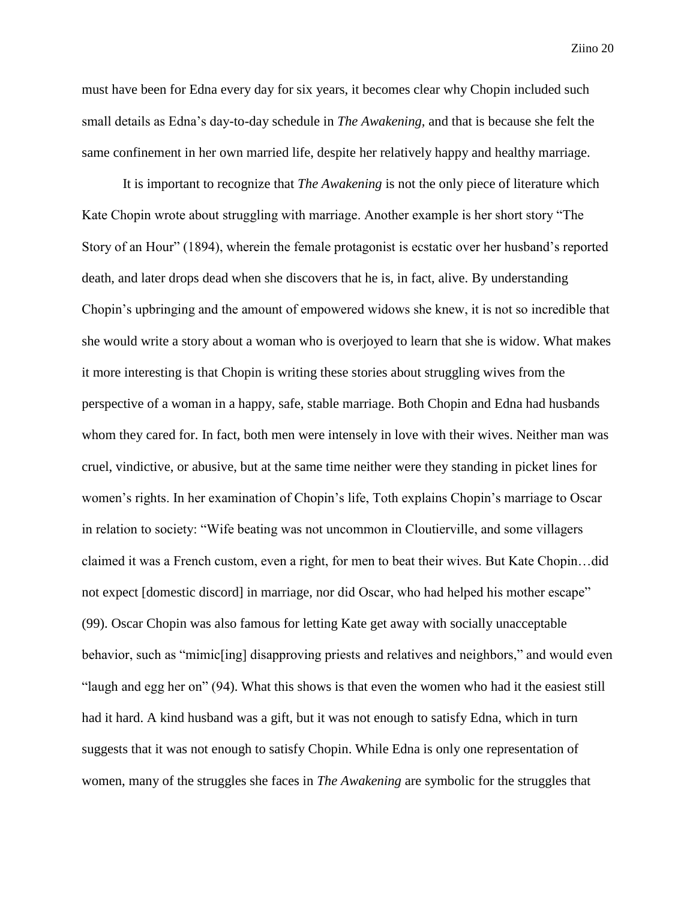must have been for Edna every day for six years, it becomes clear why Chopin included such small details as Edna's day-to-day schedule in *The Awakening*, and that is because she felt the same confinement in her own married life, despite her relatively happy and healthy marriage.

It is important to recognize that *The Awakening* is not the only piece of literature which Kate Chopin wrote about struggling with marriage. Another example is her short story "The Story of an Hour" (1894), wherein the female protagonist is ecstatic over her husband's reported death, and later drops dead when she discovers that he is, in fact, alive. By understanding Chopin's upbringing and the amount of empowered widows she knew, it is not so incredible that she would write a story about a woman who is overjoyed to learn that she is widow. What makes it more interesting is that Chopin is writing these stories about struggling wives from the perspective of a woman in a happy, safe, stable marriage. Both Chopin and Edna had husbands whom they cared for. In fact, both men were intensely in love with their wives. Neither man was cruel, vindictive, or abusive, but at the same time neither were they standing in picket lines for women's rights. In her examination of Chopin's life, Toth explains Chopin's marriage to Oscar in relation to society: "Wife beating was not uncommon in Cloutierville, and some villagers claimed it was a French custom, even a right, for men to beat their wives. But Kate Chopin…did not expect [domestic discord] in marriage, nor did Oscar, who had helped his mother escape" (99). Oscar Chopin was also famous for letting Kate get away with socially unacceptable behavior, such as "mimic[ing] disapproving priests and relatives and neighbors," and would even "laugh and egg her on" (94). What this shows is that even the women who had it the easiest still had it hard. A kind husband was a gift, but it was not enough to satisfy Edna, which in turn suggests that it was not enough to satisfy Chopin. While Edna is only one representation of women, many of the struggles she faces in *The Awakening* are symbolic for the struggles that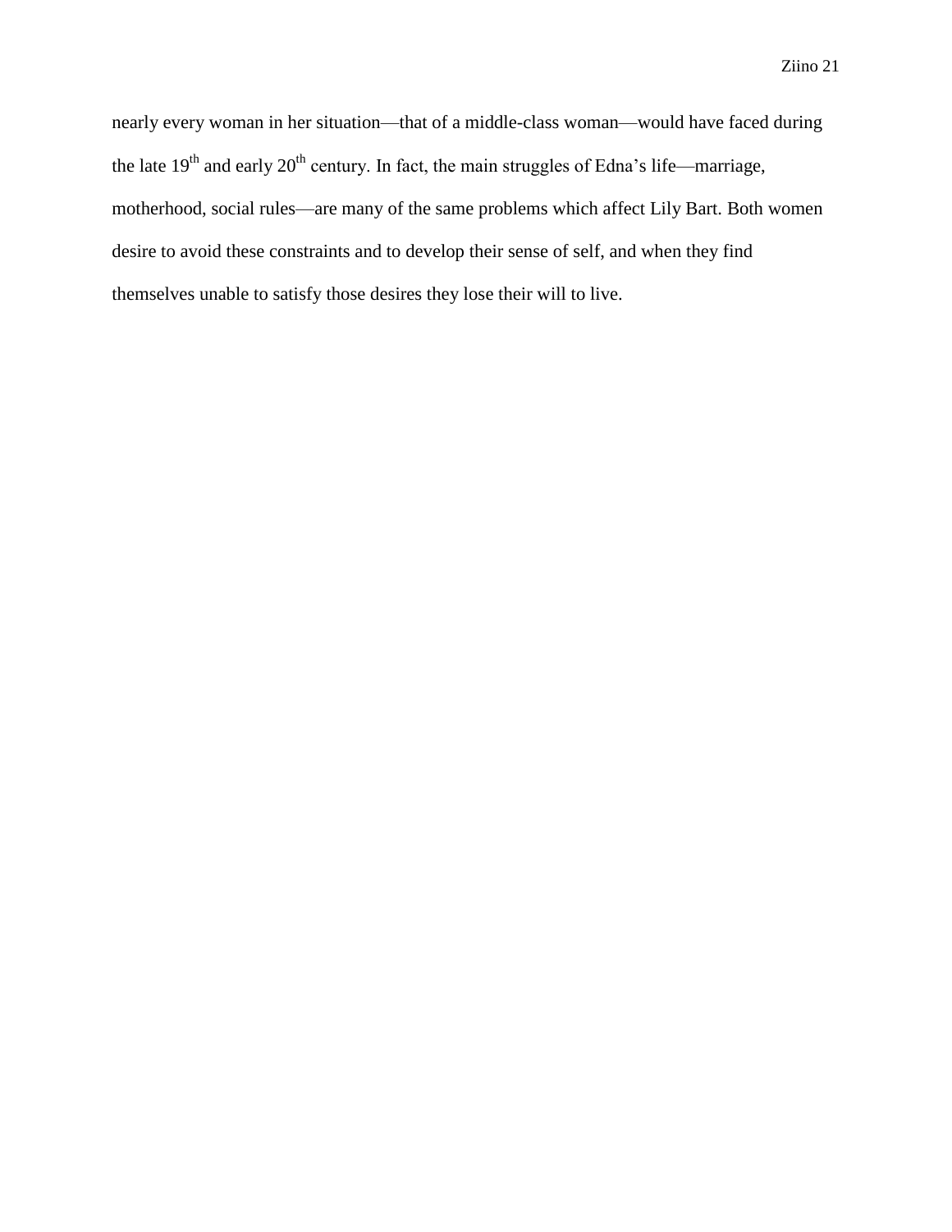nearly every woman in her situation—that of a middle-class woman—would have faced during the late 19th and early 20th century. In fact, the main struggles of Edna's life—marriage, motherhood, social rules—are many of the same problems which affect Lily Bart. Both women desire to avoid these constraints and to develop their sense of self, and when they find themselves unable to satisfy those desires they lose their will to live.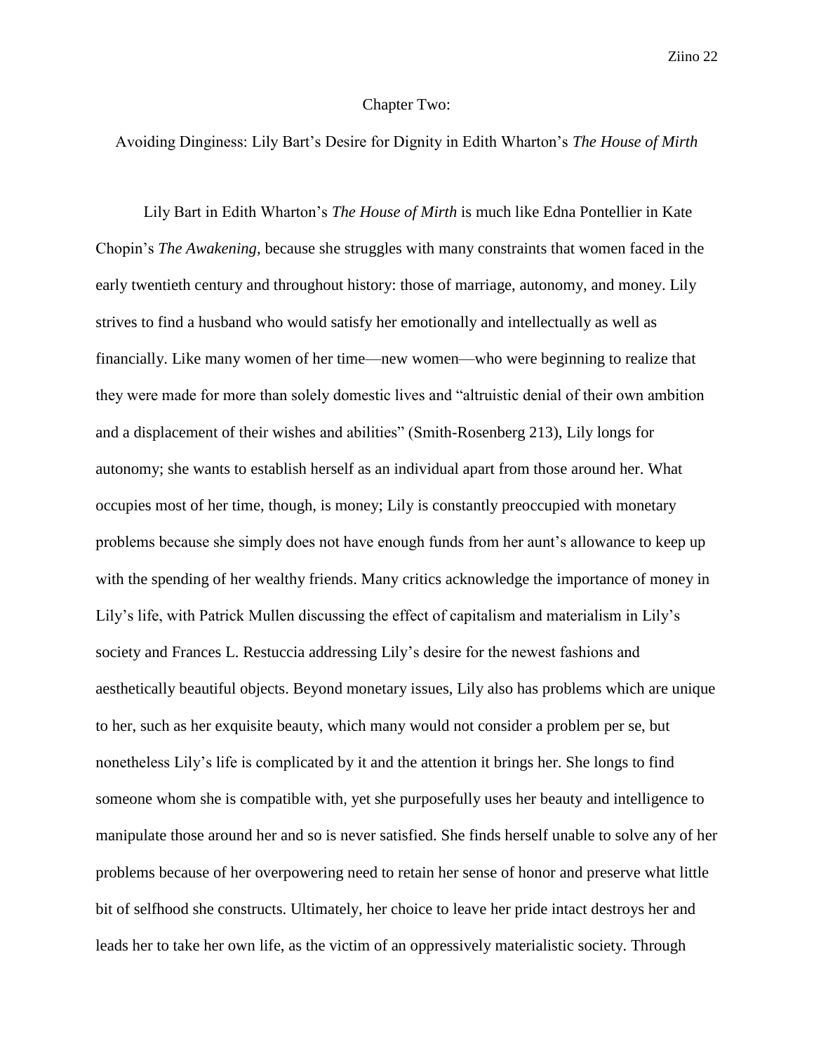## Chapter Two:

## Avoiding Dinginess: Lily Bart's Desire for Dignity in Edith Wharton's *The House of Mirth*

Lily Bart in Edith Wharton's *The House of Mirth* is much like Edna Pontellier in Kate Chopin's *The Awakening*, because she struggles with many constraints that women faced in the early twentieth century and throughout history: those of marriage, autonomy, and money. Lily strives to find a husband who would satisfy her emotionally and intellectually as well as financially. Like many women of her time—new women—who were beginning to realize that they were made for more than solely domestic lives and "altruistic denial of their own ambition and a displacement of their wishes and abilities" (Smith-Rosenberg 213), Lily longs for autonomy; she wants to establish herself as an individual apart from those around her. What occupies most of her time, though, is money; Lily is constantly preoccupied with monetary problems because she simply does not have enough funds from her aunt's allowance to keep up with the spending of her wealthy friends. Many critics acknowledge the importance of money in Lily's life, with Patrick Mullen discussing the effect of capitalism and materialism in Lily's society and Frances L. Restuccia addressing Lily's desire for the newest fashions and aesthetically beautiful objects. Beyond monetary issues, Lily also has problems which are unique to her, such as her exquisite beauty, which many would not consider a problem per se, but nonetheless Lily's life is complicated by it and the attention it brings her. She longs to find someone whom she is compatible with, yet she purposefully uses her beauty and intelligence to manipulate those around her and so is never satisfied. She finds herself unable to solve any of her problems because of her overpowering need to retain her sense of honor and preserve what little bit of selfhood she constructs. Ultimately, her choice to leave her pride intact destroys her and leads her to take her own life, as the victim of an oppressively materialistic society. Through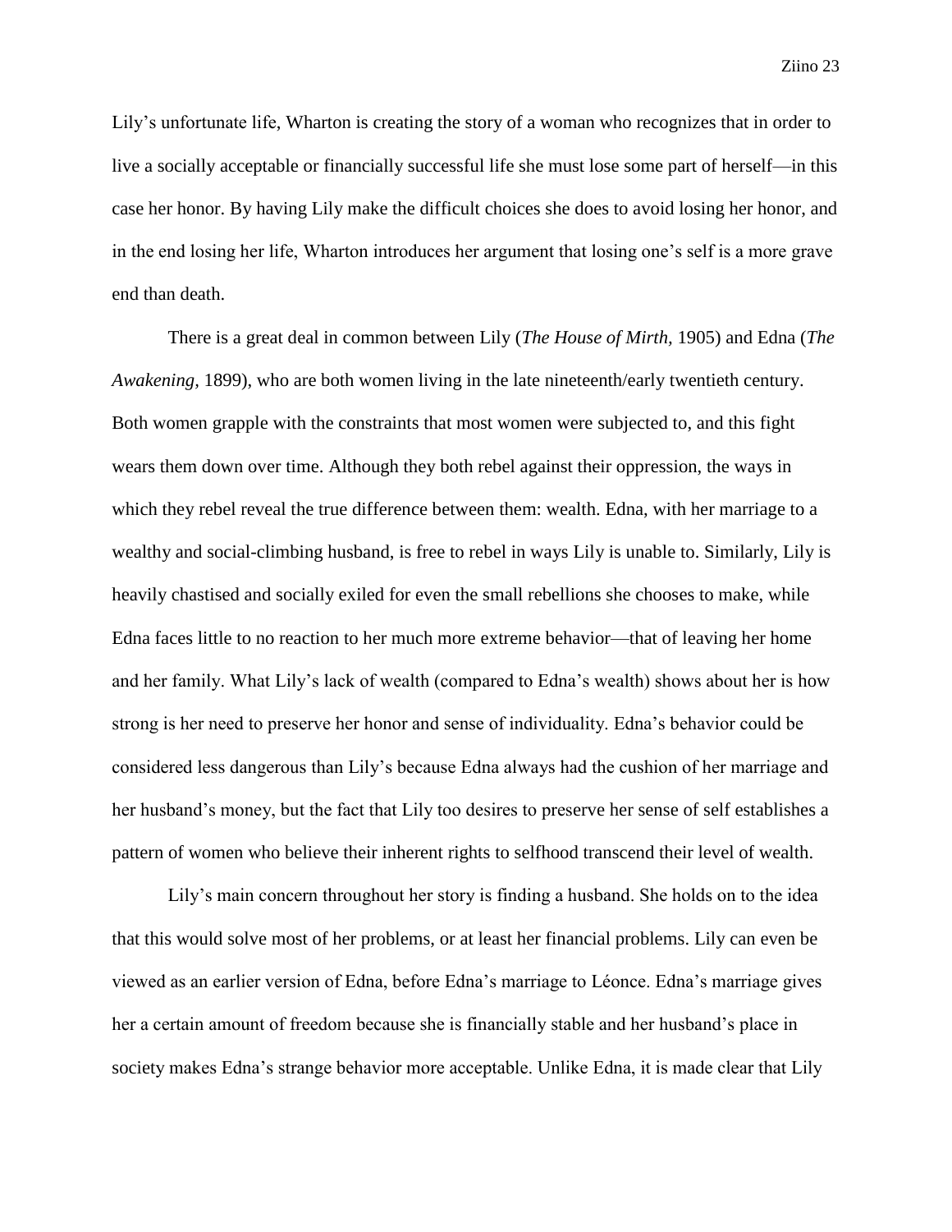Lily's unfortunate life, Wharton is creating the story of a woman who recognizes that in order to live a socially acceptable or financially successful life she must lose some part of herself—in this case her honor. By having Lily make the difficult choices she does to avoid losing her honor, and in the end losing her life, Wharton introduces her argument that losing one's self is a more grave end than death.

There is a great deal in common between Lily (*The House of Mirth*, 1905) and Edna (*The Awakening*, 1899), who are both women living in the late nineteenth/early twentieth century. Both women grapple with the constraints that most women were subjected to, and this fight wears them down over time. Although they both rebel against their oppression, the ways in which they rebel reveal the true difference between them: wealth. Edna, with her marriage to a wealthy and social-climbing husband, is free to rebel in ways Lily is unable to. Similarly, Lily is heavily chastised and socially exiled for even the small rebellions she chooses to make, while Edna faces little to no reaction to her much more extreme behavior—that of leaving her home and her family. What Lily's lack of wealth (compared to Edna's wealth) shows about her is how strong is her need to preserve her honor and sense of individuality. Edna's behavior could be considered less dangerous than Lily's because Edna always had the cushion of her marriage and her husband's money, but the fact that Lily too desires to preserve her sense of self establishes a pattern of women who believe their inherent rights to selfhood transcend their level of wealth.

Lily's main concern throughout her story is finding a husband. She holds on to the idea that this would solve most of her problems, or at least her financial problems. Lily can even be viewed as an earlier version of Edna, before Edna's marriage to Léonce. Edna's marriage gives her a certain amount of freedom because she is financially stable and her husband's place in society makes Edna's strange behavior more acceptable. Unlike Edna, it is made clear that Lily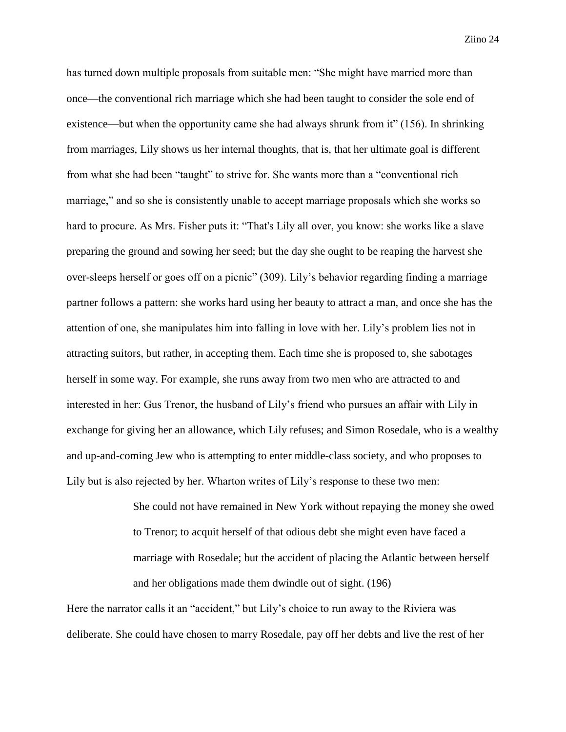has turned down multiple proposals from suitable men: "She might have married more than once—the conventional rich marriage which she had been taught to consider the sole end of existence—but when the opportunity came she had always shrunk from it" (156). In shrinking from marriages, Lily shows us her internal thoughts, that is, that her ultimate goal is different from what she had been "taught" to strive for. She wants more than a "conventional rich marriage," and so she is consistently unable to accept marriage proposals which she works so hard to procure. As Mrs. Fisher puts it: "That's Lily all over, you know: she works like a slave preparing the ground and sowing her seed; but the day she ought to be reaping the harvest she over-sleeps herself or goes off on a picnic" (309). Lily's behavior regarding finding a marriage partner follows a pattern: she works hard using her beauty to attract a man, and once she has the attention of one, she manipulates him into falling in love with her. Lily's problem lies not in attracting suitors, but rather, in accepting them. Each time she is proposed to, she sabotages herself in some way. For example, she runs away from two men who are attracted to and interested in her: Gus Trenor, the husband of Lily's friend who pursues an affair with Lily in exchange for giving her an allowance, which Lily refuses; and Simon Rosedale, who is a wealthy and up-and-coming Jew who is attempting to enter middle-class society, and who proposes to Lily but is also rejected by her. Wharton writes of Lily's response to these two men:

> She could not have remained in New York without repaying the money she owed to Trenor; to acquit herself of that odious debt she might even have faced a marriage with Rosedale; but the accident of placing the Atlantic between herself and her obligations made them dwindle out of sight. (196)

Here the narrator calls it an "accident," but Lily's choice to run away to the Riviera was deliberate. She could have chosen to marry Rosedale, pay off her debts and live the rest of her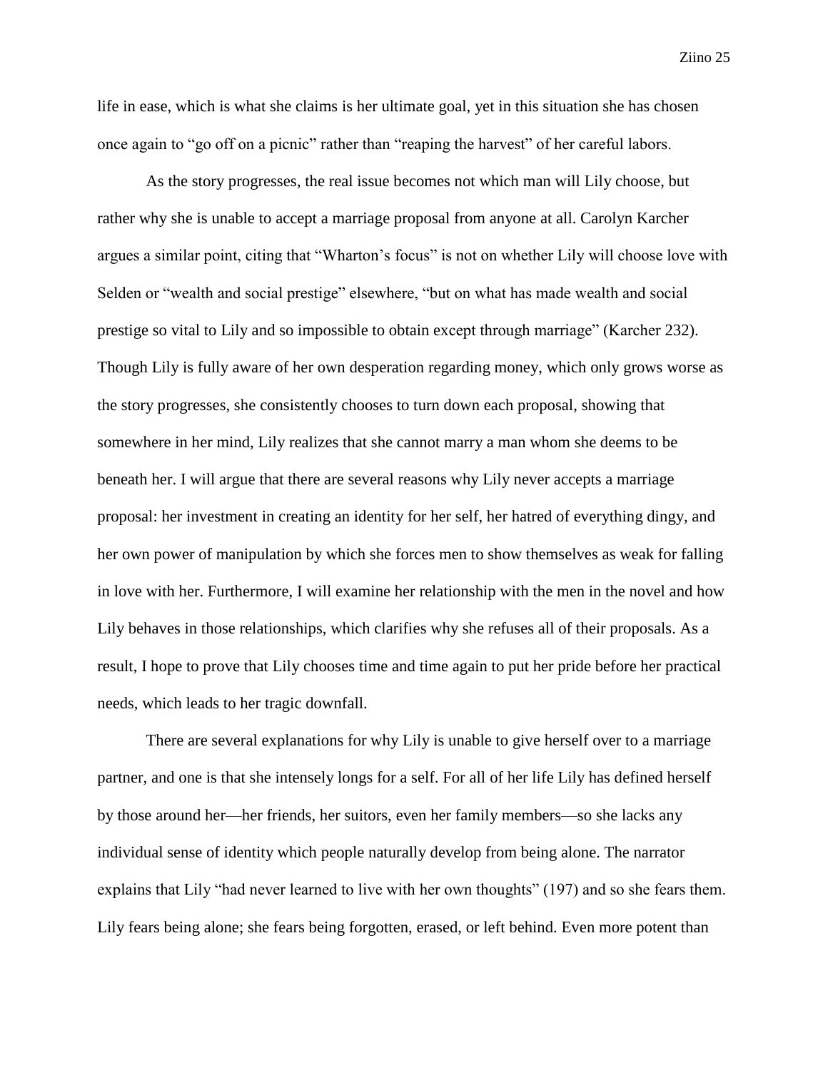life in ease, which is what she claims is her ultimate goal, yet in this situation she has chosen once again to "go off on a picnic" rather than "reaping the harvest" of her careful labors.

As the story progresses, the real issue becomes not which man will Lily choose, but rather why she is unable to accept a marriage proposal from anyone at all. Carolyn Karcher argues a similar point, citing that "Wharton's focus" is not on whether Lily will choose love with Selden or "wealth and social prestige" elsewhere, "but on what has made wealth and social prestige so vital to Lily and so impossible to obtain except through marriage" (Karcher 232). Though Lily is fully aware of her own desperation regarding money, which only grows worse as the story progresses, she consistently chooses to turn down each proposal, showing that somewhere in her mind, Lily realizes that she cannot marry a man whom she deems to be beneath her. I will argue that there are several reasons why Lily never accepts a marriage proposal: her investment in creating an identity for her self, her hatred of everything dingy, and her own power of manipulation by which she forces men to show themselves as weak for falling in love with her. Furthermore, I will examine her relationship with the men in the novel and how Lily behaves in those relationships, which clarifies why she refuses all of their proposals. As a result, I hope to prove that Lily chooses time and time again to put her pride before her practical needs, which leads to her tragic downfall.

There are several explanations for why Lily is unable to give herself over to a marriage partner, and one is that she intensely longs for a self. For all of her life Lily has defined herself by those around her—her friends, her suitors, even her family members—so she lacks any individual sense of identity which people naturally develop from being alone. The narrator explains that Lily "had never learned to live with her own thoughts" (197) and so she fears them. Lily fears being alone; she fears being forgotten, erased, or left behind. Even more potent than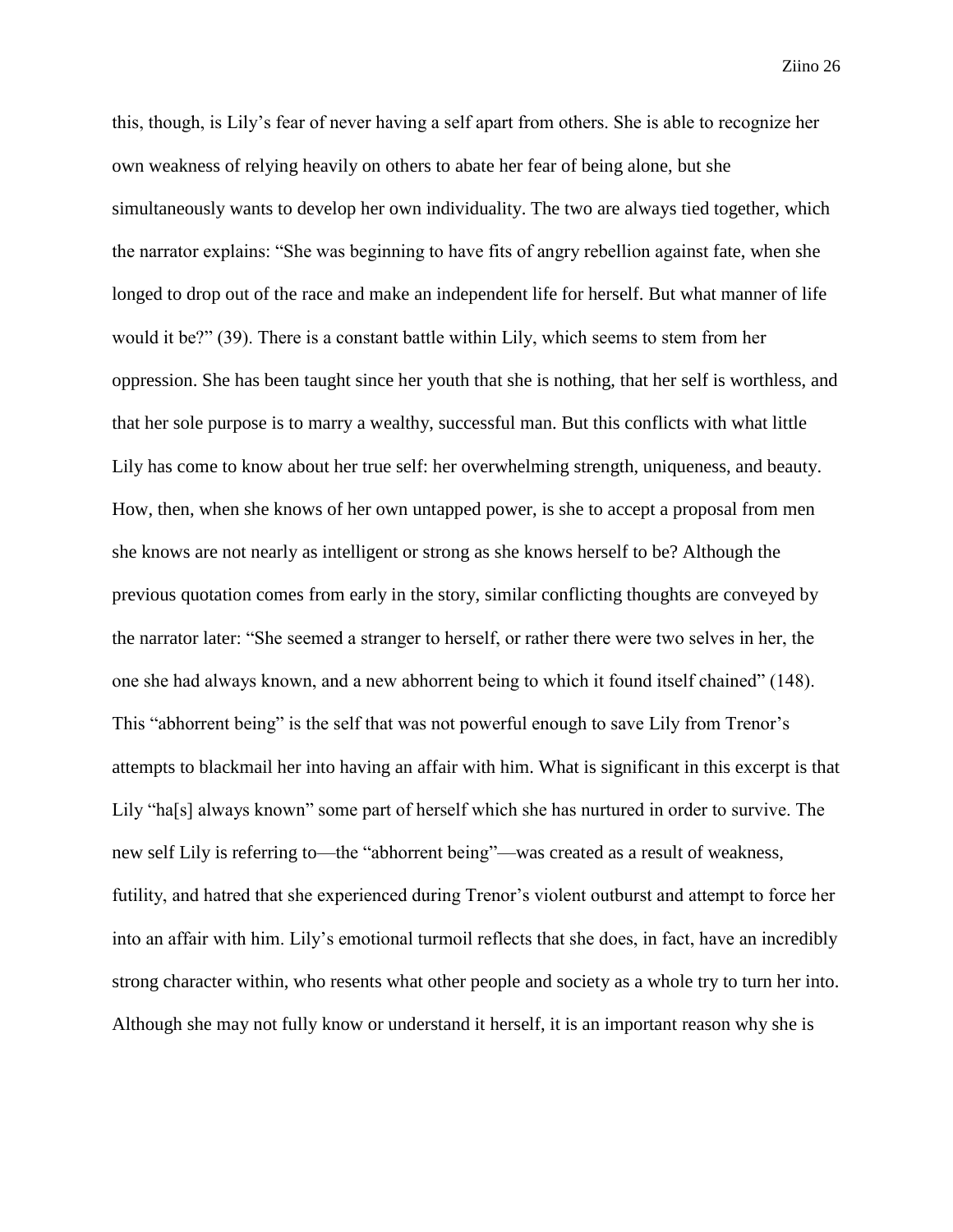this, though, is Lily's fear of never having a self apart from others. She is able to recognize her own weakness of relying heavily on others to abate her fear of being alone, but she simultaneously wants to develop her own individuality. The two are always tied together, which the narrator explains: "She was beginning to have fits of angry rebellion against fate, when she longed to drop out of the race and make an independent life for herself. But what manner of life would it be?" (39). There is a constant battle within Lily, which seems to stem from her oppression. She has been taught since her youth that she is nothing, that her self is worthless, and that her sole purpose is to marry a wealthy, successful man. But this conflicts with what little Lily has come to know about her true self: her overwhelming strength, uniqueness, and beauty. How, then, when she knows of her own untapped power, is she to accept a proposal from men she knows are not nearly as intelligent or strong as she knows herself to be? Although the previous quotation comes from early in the story, similar conflicting thoughts are conveyed by the narrator later: "She seemed a stranger to herself, or rather there were two selves in her, the one she had always known, and a new abhorrent being to which it found itself chained" (148). This "abhorrent being" is the self that was not powerful enough to save Lily from Trenor's attempts to blackmail her into having an affair with him. What is significant in this excerpt is that Lily "ha[s] always known" some part of herself which she has nurtured in order to survive. The new self Lily is referring to—the "abhorrent being"—was created as a result of weakness, futility, and hatred that she experienced during Trenor's violent outburst and attempt to force her into an affair with him. Lily's emotional turmoil reflects that she does, in fact, have an incredibly strong character within, who resents what other people and society as a whole try to turn her into. Although she may not fully know or understand it herself, it is an important reason why she is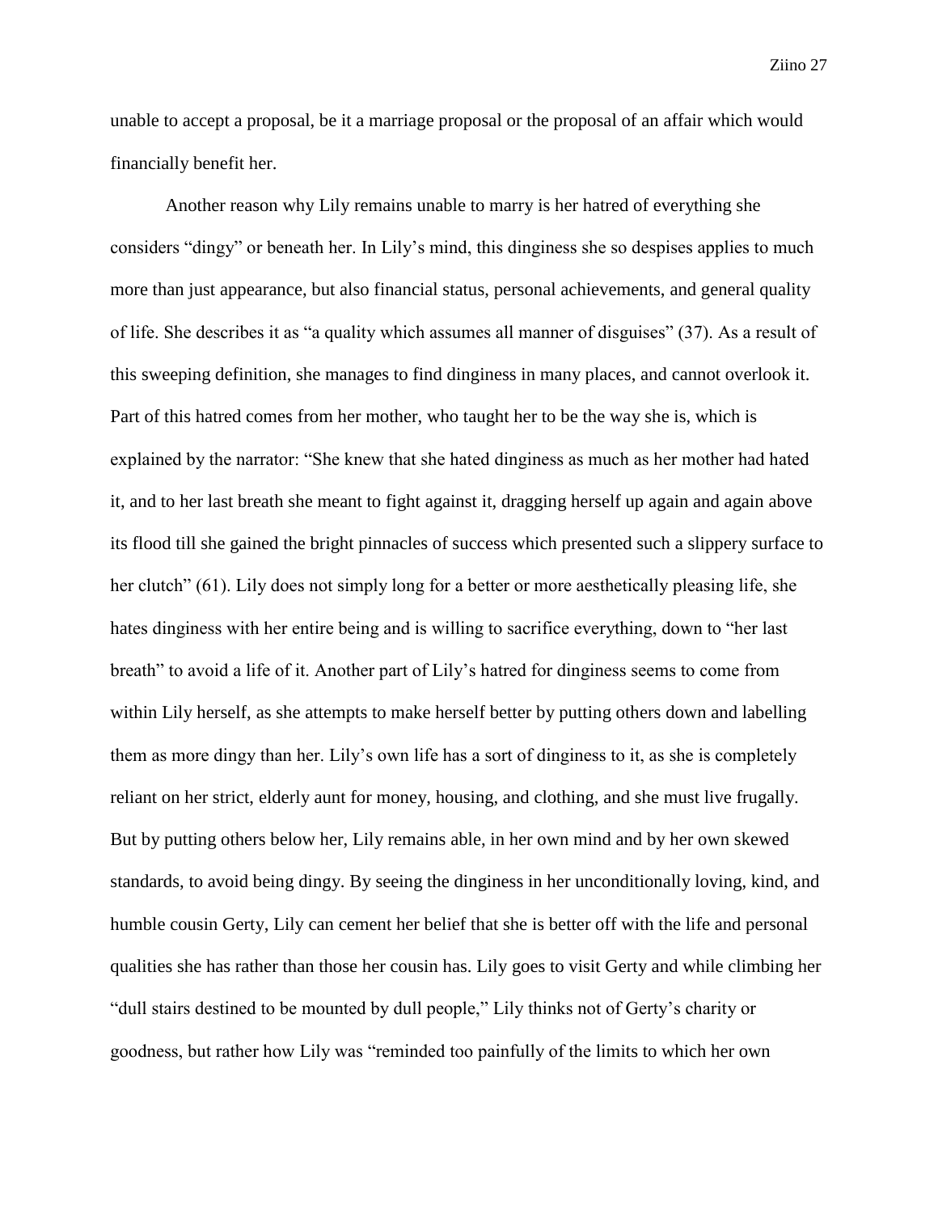unable to accept a proposal, be it a marriage proposal or the proposal of an affair which would financially benefit her.

Another reason why Lily remains unable to marry is her hatred of everything she considers "dingy" or beneath her. In Lily's mind, this dinginess she so despises applies to much more than just appearance, but also financial status, personal achievements, and general quality of life. She describes it as "a quality which assumes all manner of disguises" (37). As a result of this sweeping definition, she manages to find dinginess in many places, and cannot overlook it. Part of this hatred comes from her mother, who taught her to be the way she is, which is explained by the narrator: "She knew that she hated dinginess as much as her mother had hated it, and to her last breath she meant to fight against it, dragging herself up again and again above its flood till she gained the bright pinnacles of success which presented such a slippery surface to her clutch" (61). Lily does not simply long for a better or more aesthetically pleasing life, she hates dinginess with her entire being and is willing to sacrifice everything, down to "her last breath" to avoid a life of it. Another part of Lily's hatred for dinginess seems to come from within Lily herself, as she attempts to make herself better by putting others down and labelling them as more dingy than her. Lily's own life has a sort of dinginess to it, as she is completely reliant on her strict, elderly aunt for money, housing, and clothing, and she must live frugally. But by putting others below her, Lily remains able, in her own mind and by her own skewed standards, to avoid being dingy. By seeing the dinginess in her unconditionally loving, kind, and humble cousin Gerty, Lily can cement her belief that she is better off with the life and personal qualities she has rather than those her cousin has. Lily goes to visit Gerty and while climbing her "dull stairs destined to be mounted by dull people," Lily thinks not of Gerty's charity or goodness, but rather how Lily was "reminded too painfully of the limits to which her own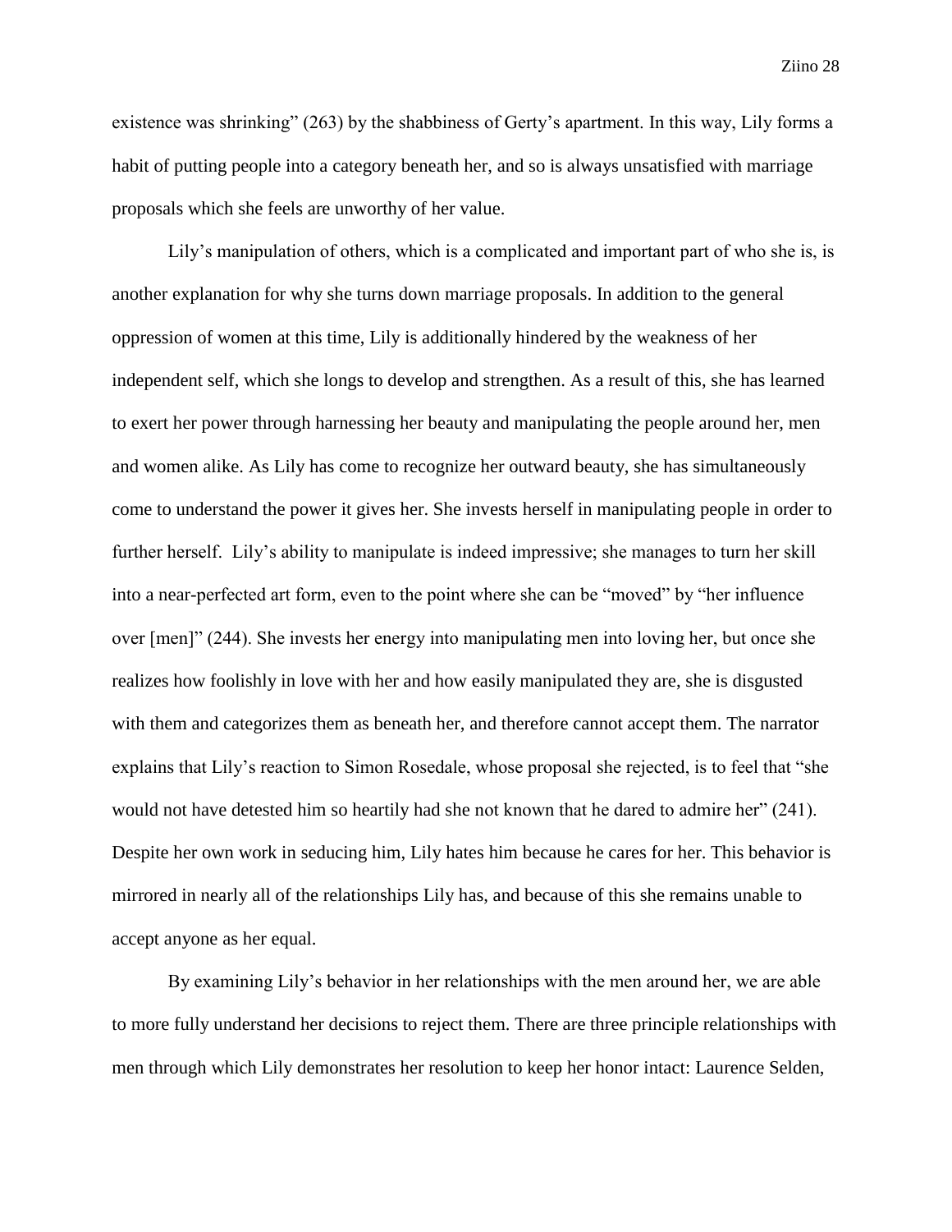existence was shrinking" (263) by the shabbiness of Gerty's apartment. In this way, Lily forms a habit of putting people into a category beneath her, and so is always unsatisfied with marriage proposals which she feels are unworthy of her value.

Lily's manipulation of others, which is a complicated and important part of who she is, is another explanation for why she turns down marriage proposals. In addition to the general oppression of women at this time, Lily is additionally hindered by the weakness of her independent self, which she longs to develop and strengthen. As a result of this, she has learned to exert her power through harnessing her beauty and manipulating the people around her, men and women alike. As Lily has come to recognize her outward beauty, she has simultaneously come to understand the power it gives her. She invests herself in manipulating people in order to further herself. Lily's ability to manipulate is indeed impressive; she manages to turn her skill into a near-perfected art form, even to the point where she can be "moved" by "her influence over [men]" (244). She invests her energy into manipulating men into loving her, but once she realizes how foolishly in love with her and how easily manipulated they are, she is disgusted with them and categorizes them as beneath her, and therefore cannot accept them. The narrator explains that Lily's reaction to Simon Rosedale, whose proposal she rejected, is to feel that "she would not have detested him so heartily had she not known that he dared to admire her" (241). Despite her own work in seducing him, Lily hates him because he cares for her. This behavior is mirrored in nearly all of the relationships Lily has, and because of this she remains unable to accept anyone as her equal.

By examining Lily's behavior in her relationships with the men around her, we are able to more fully understand her decisions to reject them. There are three principle relationships with men through which Lily demonstrates her resolution to keep her honor intact: Laurence Selden,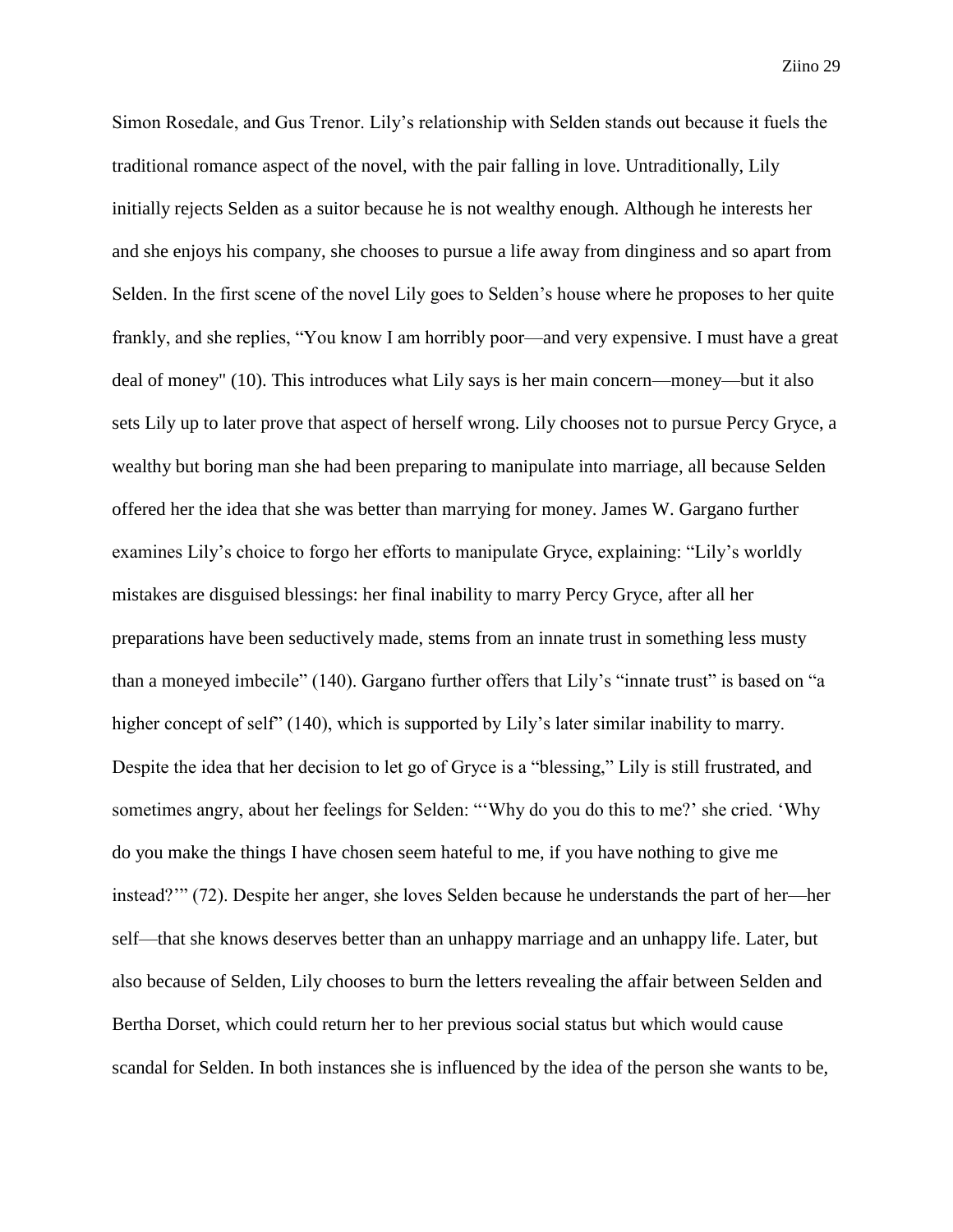Simon Rosedale, and Gus Trenor. Lily's relationship with Selden stands out because it fuels the traditional romance aspect of the novel, with the pair falling in love. Untraditionally, Lily initially rejects Selden as a suitor because he is not wealthy enough. Although he interests her and she enjoys his company, she chooses to pursue a life away from dinginess and so apart from Selden. In the first scene of the novel Lily goes to Selden's house where he proposes to her quite frankly, and she replies, "You know I am horribly poor—and very expensive. I must have a great deal of money" (10). This introduces what Lily says is her main concern—money—but it also sets Lily up to later prove that aspect of herself wrong. Lily chooses not to pursue Percy Gryce, a wealthy but boring man she had been preparing to manipulate into marriage, all because Selden offered her the idea that she was better than marrying for money. James W. Gargano further examines Lily's choice to forgo her efforts to manipulate Gryce, explaining: "Lily's worldly mistakes are disguised blessings: her final inability to marry Percy Gryce, after all her preparations have been seductively made, stems from an innate trust in something less musty than a moneyed imbecile" (140). Gargano further offers that Lily's "innate trust" is based on "a higher concept of self" (140), which is supported by Lily's later similar inability to marry. Despite the idea that her decision to let go of Gryce is a "blessing," Lily is still frustrated, and sometimes angry, about her feelings for Selden: "'Why do you do this to me?' she cried. 'Why do you make the things I have chosen seem hateful to me, if you have nothing to give me instead?'" (72). Despite her anger, she loves Selden because he understands the part of her—her self—that she knows deserves better than an unhappy marriage and an unhappy life. Later, but also because of Selden, Lily chooses to burn the letters revealing the affair between Selden and Bertha Dorset, which could return her to her previous social status but which would cause scandal for Selden. In both instances she is influenced by the idea of the person she wants to be,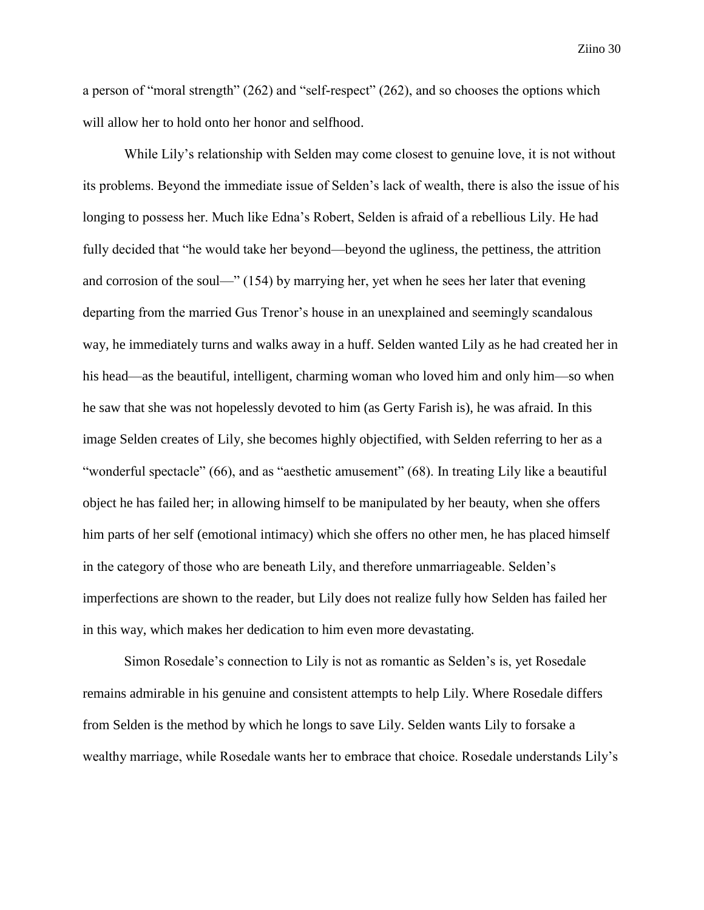a person of "moral strength" (262) and "self-respect" (262), and so chooses the options which will allow her to hold onto her honor and selfhood.

While Lily's relationship with Selden may come closest to genuine love, it is not without its problems. Beyond the immediate issue of Selden's lack of wealth, there is also the issue of his longing to possess her. Much like Edna's Robert, Selden is afraid of a rebellious Lily. He had fully decided that "he would take her beyond—beyond the ugliness, the pettiness, the attrition and corrosion of the soul—" (154) by marrying her, yet when he sees her later that evening departing from the married Gus Trenor's house in an unexplained and seemingly scandalous way, he immediately turns and walks away in a huff. Selden wanted Lily as he had created her in his head—as the beautiful, intelligent, charming woman who loved him and only him—so when he saw that she was not hopelessly devoted to him (as Gerty Farish is), he was afraid. In this image Selden creates of Lily, she becomes highly objectified, with Selden referring to her as a "wonderful spectacle" (66), and as "aesthetic amusement" (68). In treating Lily like a beautiful object he has failed her; in allowing himself to be manipulated by her beauty, when she offers him parts of her self (emotional intimacy) which she offers no other men, he has placed himself in the category of those who are beneath Lily, and therefore unmarriageable. Selden's imperfections are shown to the reader, but Lily does not realize fully how Selden has failed her in this way, which makes her dedication to him even more devastating.

Simon Rosedale's connection to Lily is not as romantic as Selden's is, yet Rosedale remains admirable in his genuine and consistent attempts to help Lily. Where Rosedale differs from Selden is the method by which he longs to save Lily. Selden wants Lily to forsake a wealthy marriage, while Rosedale wants her to embrace that choice. Rosedale understands Lily's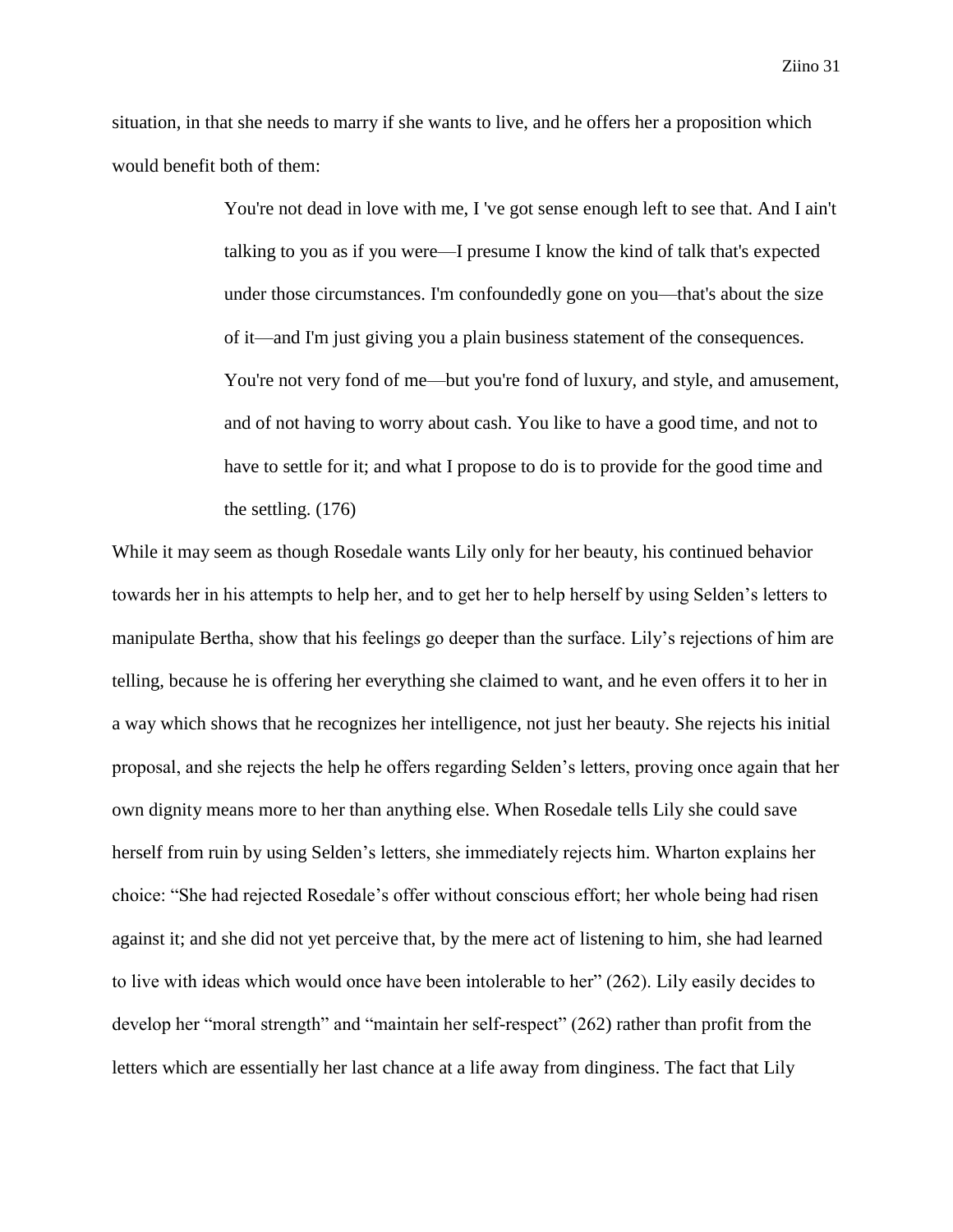situation, in that she needs to marry if she wants to live, and he offers her a proposition which would benefit both of them:

> You're not dead in love with me, I 've got sense enough left to see that. And I ain't talking to you as if you were—I presume I know the kind of talk that's expected under those circumstances. I'm confoundedly gone on you—that's about the size of it—and I'm just giving you a plain business statement of the consequences. You're not very fond of me—but you're fond of luxury, and style, and amusement, and of not having to worry about cash. You like to have a good time, and not to have to settle for it; and what I propose to do is to provide for the good time and the settling. (176)

While it may seem as though Rosedale wants Lily only for her beauty, his continued behavior towards her in his attempts to help her, and to get her to help herself by using Selden's letters to manipulate Bertha, show that his feelings go deeper than the surface. Lily's rejections of him are telling, because he is offering her everything she claimed to want, and he even offers it to her in a way which shows that he recognizes her intelligence, not just her beauty. She rejects his initial proposal, and she rejects the help he offers regarding Selden's letters, proving once again that her own dignity means more to her than anything else. When Rosedale tells Lily she could save herself from ruin by using Selden's letters, she immediately rejects him. Wharton explains her choice: "She had rejected Rosedale's offer without conscious effort; her whole being had risen against it; and she did not yet perceive that, by the mere act of listening to him, she had learned to live with ideas which would once have been intolerable to her" (262). Lily easily decides to develop her "moral strength" and "maintain her self-respect" (262) rather than profit from the letters which are essentially her last chance at a life away from dinginess. The fact that Lily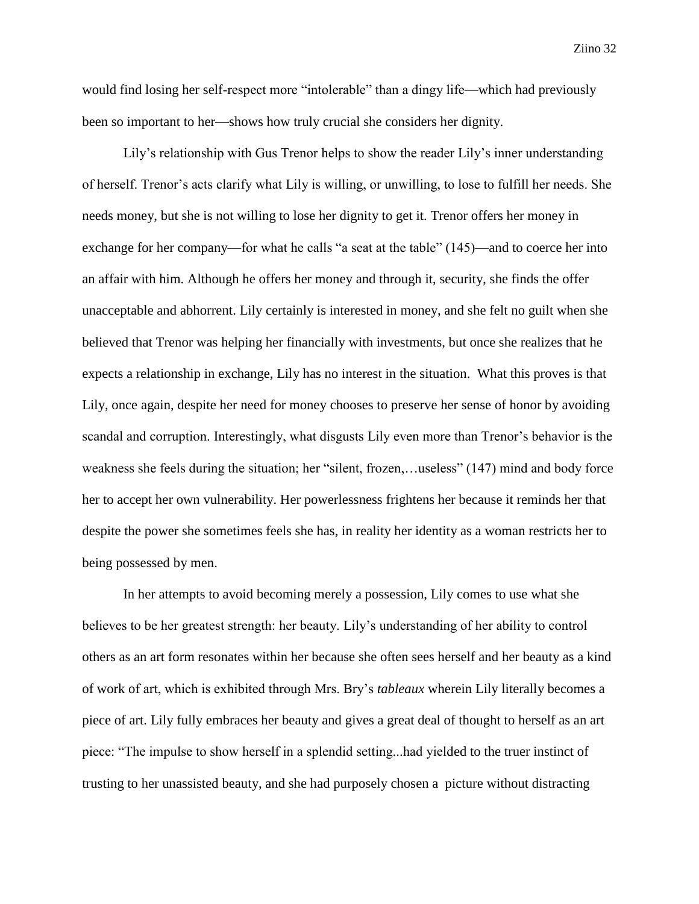would find losing her self-respect more “intolerable” than a dingy life—which had previously been so important to her—shows how truly crucial she considers her dignity.

Lily’s relationship with Gus Trenor helps to show the reader Lily’s inner understanding of herself. Trenor’s acts clarify what Lily is willing, or unwilling, to lose to fulfill her needs. She needs money, but she is not willing to lose her dignity to get it. Trenor offers her money in exchange for her company—for what he calls “a seat at the table” (145)—and to coerce her into an affair with him. Although he offers her money and through it, security, she finds the offer unacceptable and abhorrent. Lily certainly is interested in money, and she felt no guilt when she believed that Trenor was helping her financially with investments, but once she realizes that he expects a relationship in exchange, Lily has no interest in the situation. What this proves is that Lily, once again, despite her need for money chooses to preserve her sense of honor by avoiding scandal and corruption. Interestingly, what disgusts Lily even more than Trenor’s behavior is the weakness she feels during the situation; her “silent, frozen,…useless” (147) mind and body force her to accept her own vulnerability. Her powerlessness frightens her because it reminds her that despite the power she sometimes feels she has, in reality her identity as a woman restricts her to being possessed by men.

In her attempts to avoid becoming merely a possession, Lily comes to use what she believes to be her greatest strength: her beauty. Lily’s understanding of her ability to control others as an art form resonates within her because she often sees herself and her beauty as a kind of work of art, which is exhibited through Mrs. Bry’s *tableaux* wherein Lily literally becomes a piece of art. Lily fully embraces her beauty and gives a great deal of thought to herself as an art piece: “The impulse to show herself in a splendid setting...had yielded to the truer instinct of trusting to her unassisted beauty, and she had purposely chosen a picture without distracting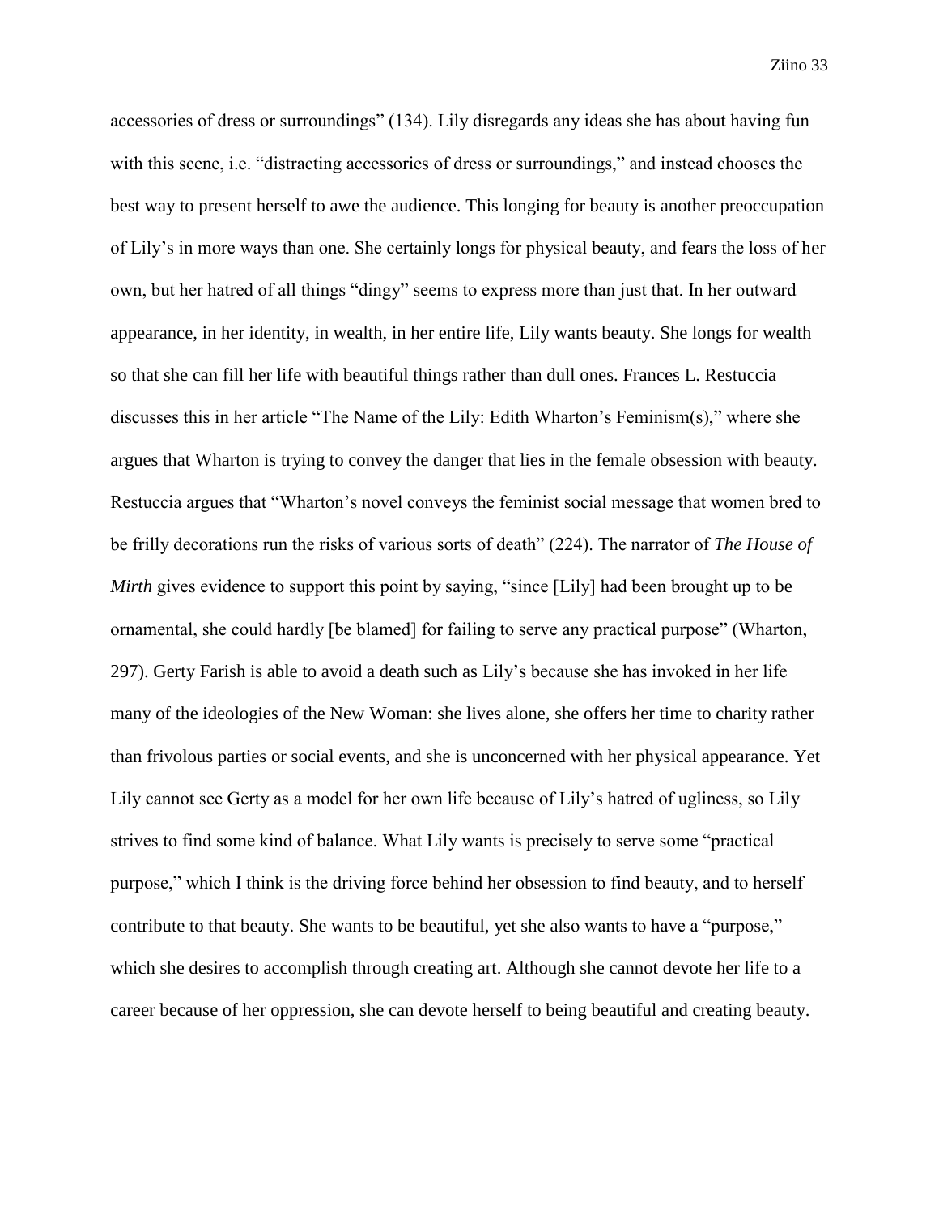accessories of dress or surroundings" (134). Lily disregards any ideas she has about having fun with this scene, i.e. "distracting accessories of dress or surroundings," and instead chooses the best way to present herself to awe the audience. This longing for beauty is another preoccupation of Lily's in more ways than one. She certainly longs for physical beauty, and fears the loss of her own, but her hatred of all things "dingy" seems to express more than just that. In her outward appearance, in her identity, in wealth, in her entire life, Lily wants beauty. She longs for wealth so that she can fill her life with beautiful things rather than dull ones. Frances L. Restuccia discusses this in her article "The Name of the Lily: Edith Wharton's Feminism(s)," where she argues that Wharton is trying to convey the danger that lies in the female obsession with beauty. Restuccia argues that "Wharton's novel conveys the feminist social message that women bred to be frilly decorations run the risks of various sorts of death" (224). The narrator of *The House of Mirth* gives evidence to support this point by saying, "since [Lily] had been brought up to be ornamental, she could hardly [be blamed] for failing to serve any practical purpose" (Wharton, 297). Gerty Farish is able to avoid a death such as Lily's because she has invoked in her life many of the ideologies of the New Woman: she lives alone, she offers her time to charity rather than frivolous parties or social events, and she is unconcerned with her physical appearance. Yet Lily cannot see Gerty as a model for her own life because of Lily's hatred of ugliness, so Lily strives to find some kind of balance. What Lily wants is precisely to serve some "practical purpose," which I think is the driving force behind her obsession to find beauty, and to herself contribute to that beauty. She wants to be beautiful, yet she also wants to have a "purpose," which she desires to accomplish through creating art. Although she cannot devote her life to a career because of her oppression, she can devote herself to being beautiful and creating beauty.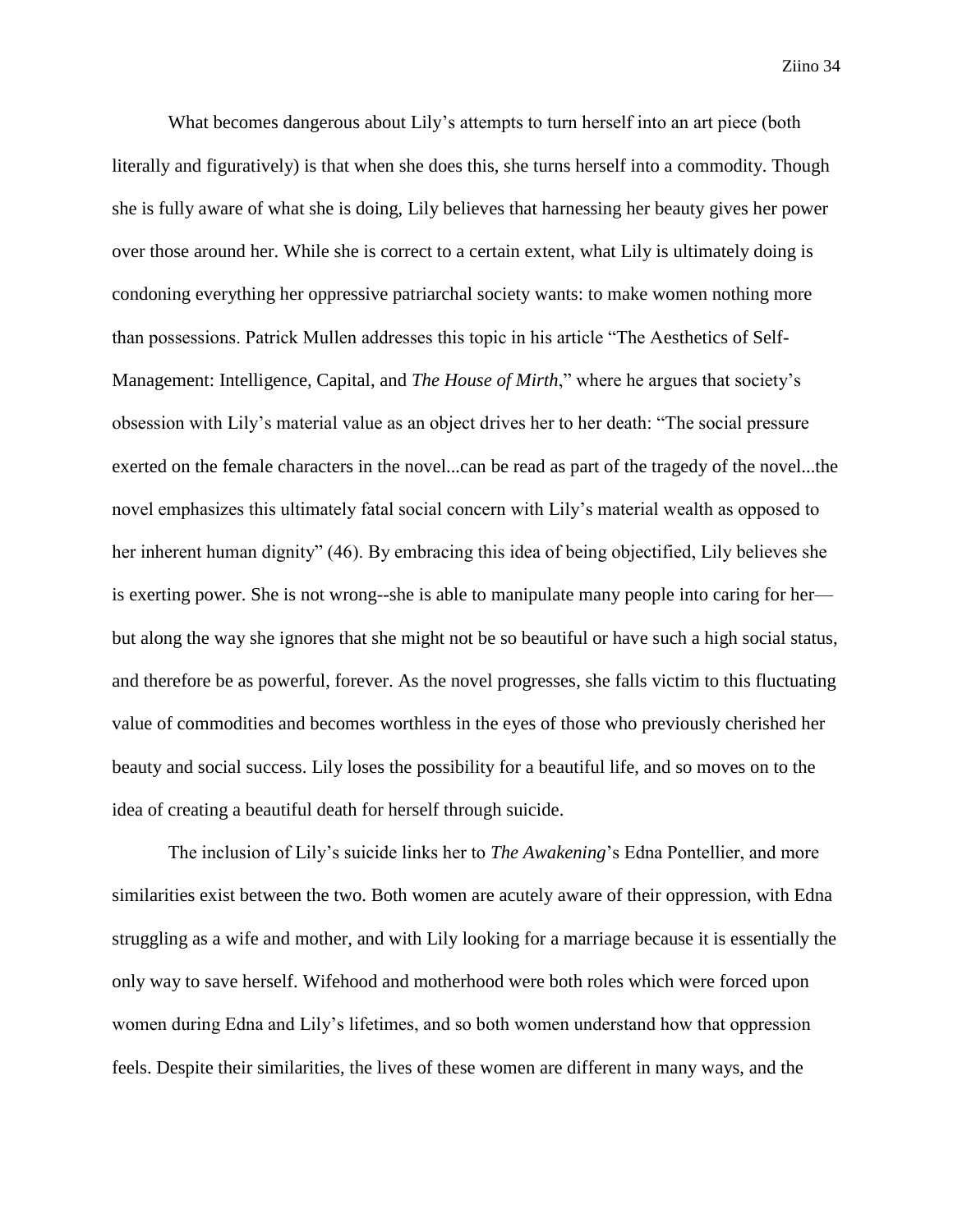What becomes dangerous about Lily's attempts to turn herself into an art piece (both literally and figuratively) is that when she does this, she turns herself into a commodity. Though she is fully aware of what she is doing, Lily believes that harnessing her beauty gives her power over those around her. While she is correct to a certain extent, what Lily is ultimately doing is condoning everything her oppressive patriarchal society wants: to make women nothing more than possessions. Patrick Mullen addresses this topic in his article "The Aesthetics of Self-Management: Intelligence, Capital, and *The House of Mirth*," where he argues that society's obsession with Lily's material value as an object drives her to her death: "The social pressure exerted on the female characters in the novel...can be read as part of the tragedy of the novel...the novel emphasizes this ultimately fatal social concern with Lily's material wealth as opposed to her inherent human dignity" (46). By embracing this idea of being objectified, Lily believes she is exerting power. She is not wrong--she is able to manipulate many people into caring for her—but along the way she ignores that she might not be so beautiful or have such a high social status, and therefore be as powerful, forever. As the novel progresses, she falls victim to this fluctuating value of commodities and becomes worthless in the eyes of those who previously cherished her beauty and social success. Lily loses the possibility for a beautiful life, and so moves on to the idea of creating a beautiful death for herself through suicide.

The inclusion of Lily's suicide links her to *The Awakening*'s Edna Pontellier, and more similarities exist between the two. Both women are acutely aware of their oppression, with Edna struggling as a wife and mother, and with Lily looking for a marriage because it is essentially the only way to save herself. Wifehood and motherhood were both roles which were forced upon women during Edna and Lily's lifetimes, and so both women understand how that oppression feels. Despite their similarities, the lives of these women are different in many ways, and the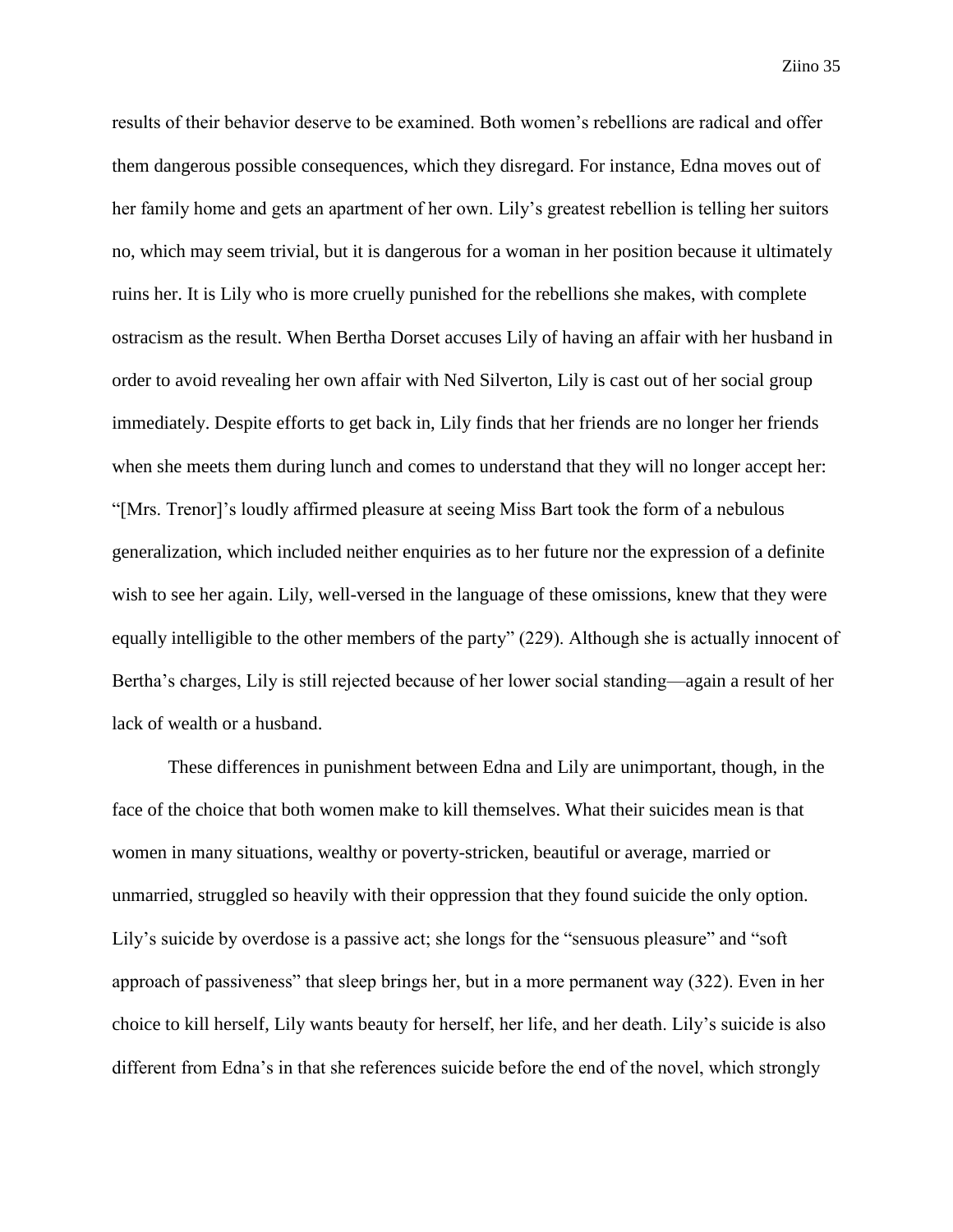results of their behavior deserve to be examined. Both women's rebellions are radical and offer them dangerous possible consequences, which they disregard. For instance, Edna moves out of her family home and gets an apartment of her own. Lily's greatest rebellion is telling her suitors no, which may seem trivial, but it is dangerous for a woman in her position because it ultimately ruins her. It is Lily who is more cruelly punished for the rebellions she makes, with complete ostracism as the result. When Bertha Dorset accuses Lily of having an affair with her husband in order to avoid revealing her own affair with Ned Silverton, Lily is cast out of her social group immediately. Despite efforts to get back in, Lily finds that her friends are no longer her friends when she meets them during lunch and comes to understand that they will no longer accept her: "[Mrs. Trenor]'s loudly affirmed pleasure at seeing Miss Bart took the form of a nebulous generalization, which included neither enquiries as to her future nor the expression of a definite wish to see her again. Lily, well-versed in the language of these omissions, knew that they were equally intelligible to the other members of the party" (229). Although she is actually innocent of Bertha's charges, Lily is still rejected because of her lower social standing—again a result of her lack of wealth or a husband.

These differences in punishment between Edna and Lily are unimportant, though, in the face of the choice that both women make to kill themselves. What their suicides mean is that women in many situations, wealthy or poverty-stricken, beautiful or average, married or unmarried, struggled so heavily with their oppression that they found suicide the only option. Lily's suicide by overdose is a passive act; she longs for the "sensuous pleasure" and "soft approach of passiveness" that sleep brings her, but in a more permanent way (322). Even in her choice to kill herself, Lily wants beauty for herself, her life, and her death. Lily's suicide is also different from Edna's in that she references suicide before the end of the novel, which strongly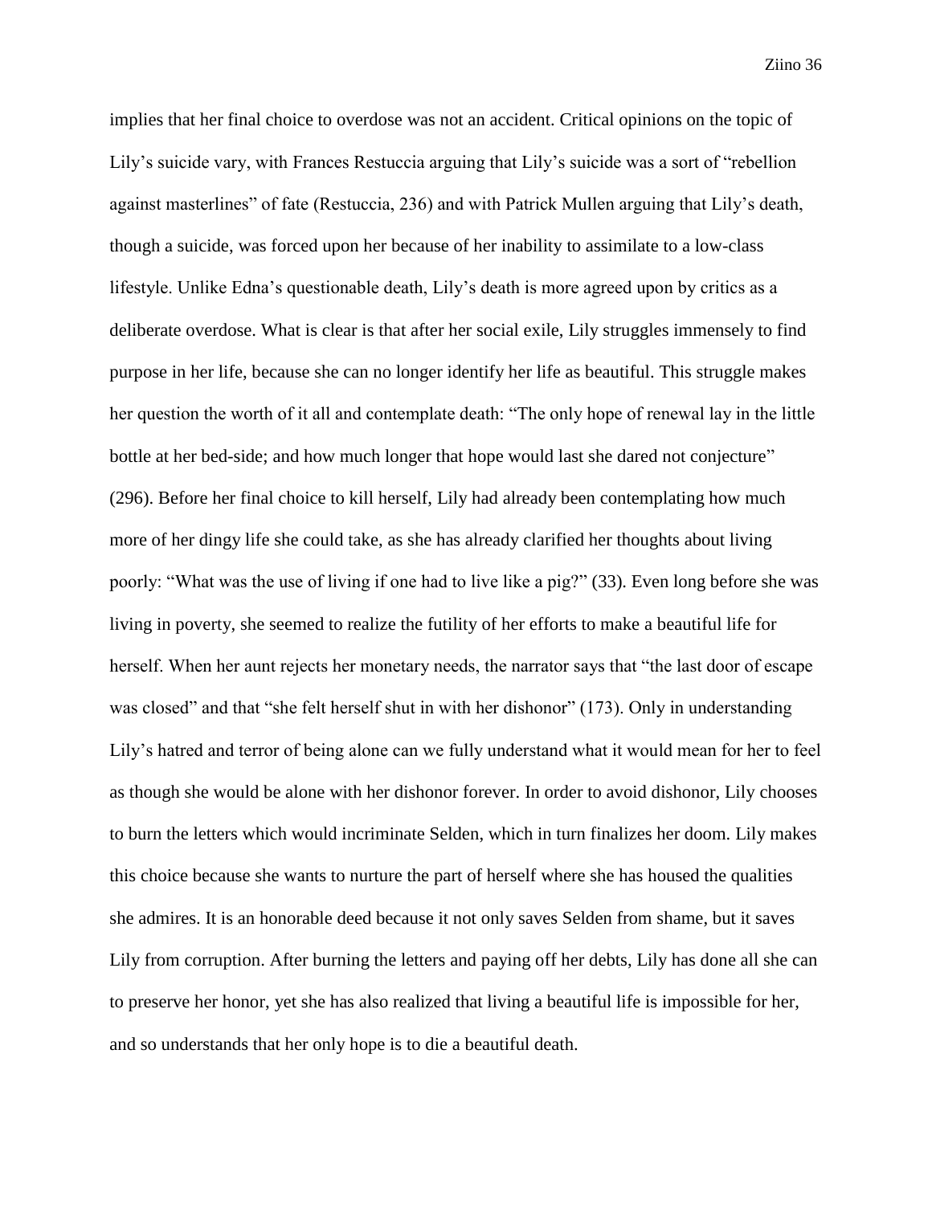implies that her final choice to overdose was not an accident. Critical opinions on the topic of Lily's suicide vary, with Frances Restuccia arguing that Lily's suicide was a sort of "rebellion against masterlines" of fate (Restuccia, 236) and with Patrick Mullen arguing that Lily's death, though a suicide, was forced upon her because of her inability to assimilate to a low-class lifestyle. Unlike Edna's questionable death, Lily's death is more agreed upon by critics as a deliberate overdose. What is clear is that after her social exile, Lily struggles immensely to find purpose in her life, because she can no longer identify her life as beautiful. This struggle makes her question the worth of it all and contemplate death: "The only hope of renewal lay in the little bottle at her bed-side; and how much longer that hope would last she dared not conjecture" (296). Before her final choice to kill herself, Lily had already been contemplating how much more of her dingy life she could take, as she has already clarified her thoughts about living poorly: "What was the use of living if one had to live like a pig?" (33). Even long before she was living in poverty, she seemed to realize the futility of her efforts to make a beautiful life for herself. When her aunt rejects her monetary needs, the narrator says that "the last door of escape was closed" and that "she felt herself shut in with her dishonor" (173). Only in understanding Lily's hatred and terror of being alone can we fully understand what it would mean for her to feel as though she would be alone with her dishonor forever. In order to avoid dishonor, Lily chooses to burn the letters which would incriminate Selden, which in turn finalizes her doom. Lily makes this choice because she wants to nurture the part of herself where she has housed the qualities she admires. It is an honorable deed because it not only saves Selden from shame, but it saves Lily from corruption. After burning the letters and paying off her debts, Lily has done all she can to preserve her honor, yet she has also realized that living a beautiful life is impossible for her, and so understands that her only hope is to die a beautiful death.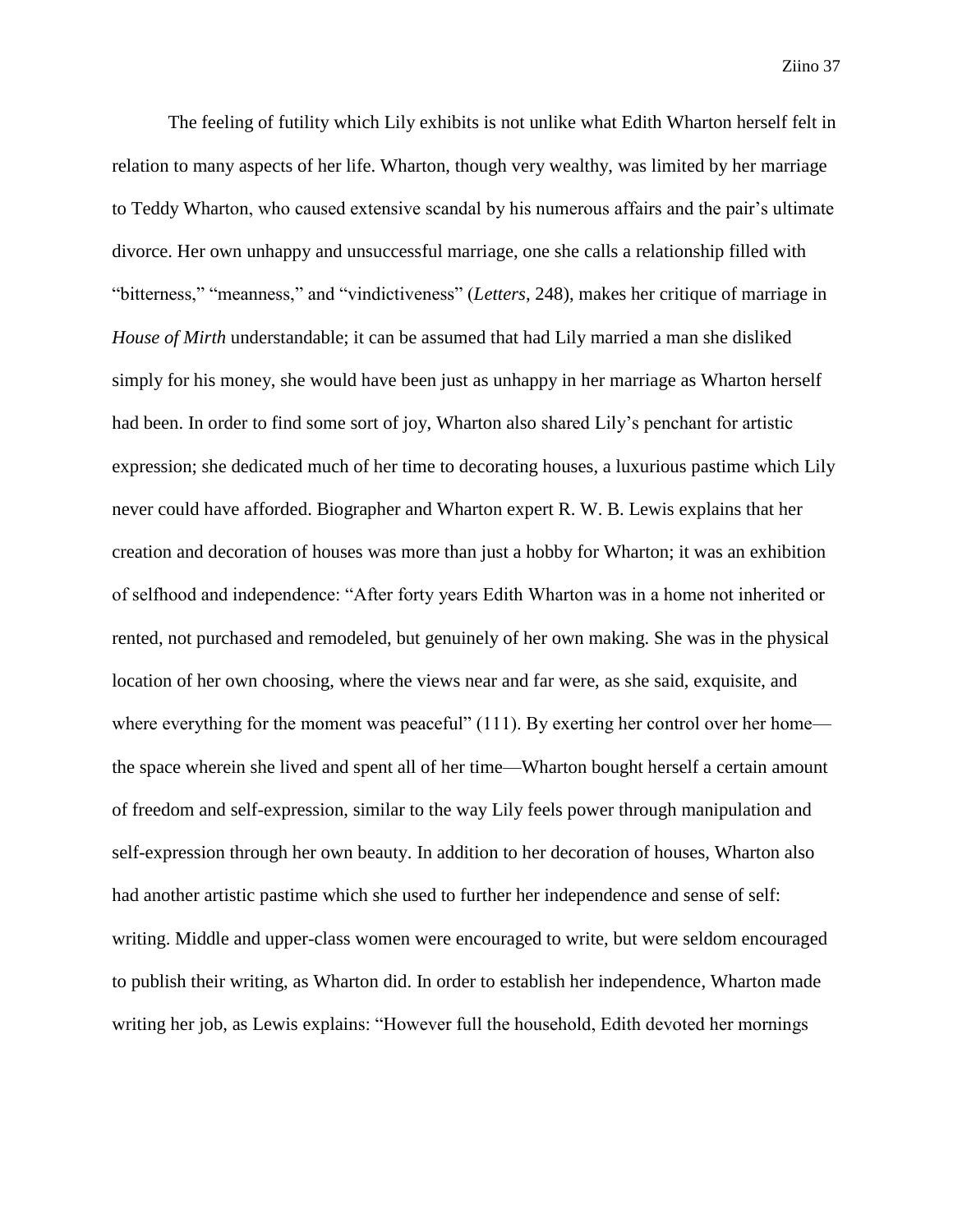The feeling of futility which Lily exhibits is not unlike what Edith Wharton herself felt in relation to many aspects of her life. Wharton, though very wealthy, was limited by her marriage to Teddy Wharton, who caused extensive scandal by his numerous affairs and the pair's ultimate divorce. Her own unhappy and unsuccessful marriage, one she calls a relationship filled with "bitterness," "meanness," and "vindictiveness" (*Letters*, 248), makes her critique of marriage in *House of Mirth* understandable; it can be assumed that had Lily married a man she disliked simply for his money, she would have been just as unhappy in her marriage as Wharton herself had been. In order to find some sort of joy, Wharton also shared Lily's penchant for artistic expression; she dedicated much of her time to decorating houses, a luxurious pastime which Lily never could have afforded. Biographer and Wharton expert R. W. B. Lewis explains that her creation and decoration of houses was more than just a hobby for Wharton; it was an exhibition of selfhood and independence: "After forty years Edith Wharton was in a home not inherited or rented, not purchased and remodeled, but genuinely of her own making. She was in the physical location of her own choosing, where the views near and far were, as she said, exquisite, and where everything for the moment was peaceful" (111). By exerting her control over her home—the space wherein she lived and spent all of her time—Wharton bought herself a certain amount of freedom and self-expression, similar to the way Lily feels power through manipulation and self-expression through her own beauty. In addition to her decoration of houses, Wharton also had another artistic pastime which she used to further her independence and sense of self: writing. Middle and upper-class women were encouraged to write, but were seldom encouraged to publish their writing, as Wharton did. In order to establish her independence, Wharton made writing her job, as Lewis explains: "However full the household, Edith devoted her mornings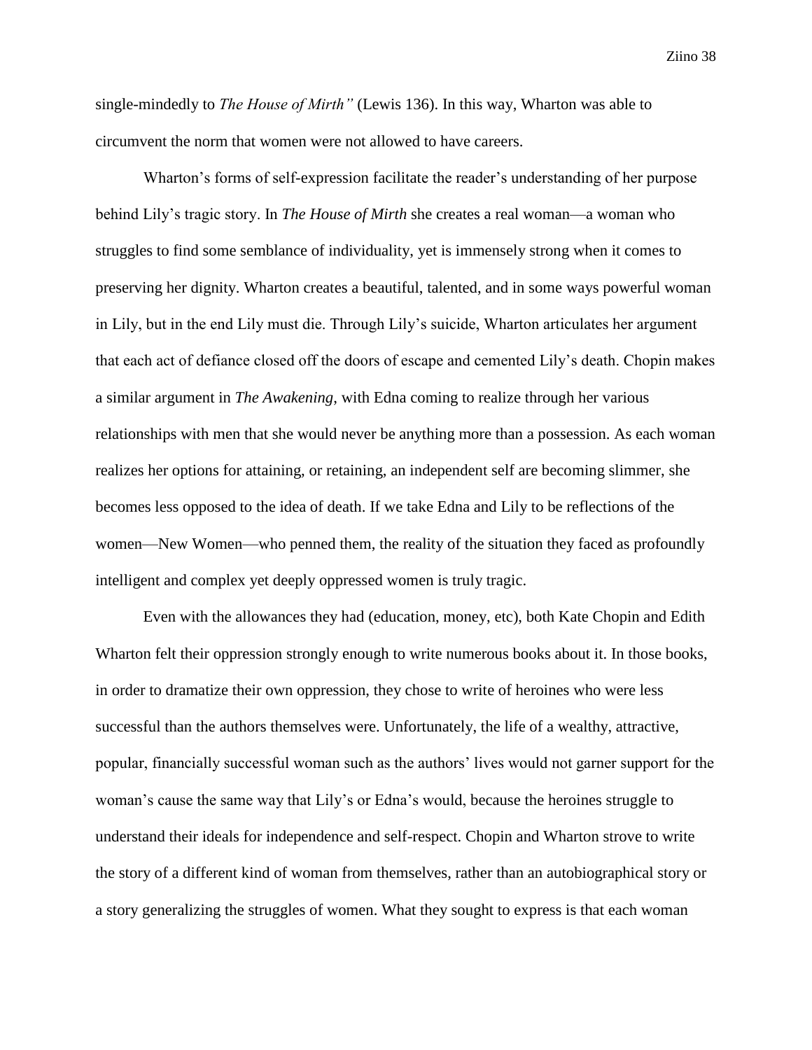single-mindedly to *The House of Mirth"* (Lewis 136). In this way, Wharton was able to circumvent the norm that women were not allowed to have careers.

Wharton's forms of self-expression facilitate the reader's understanding of her purpose behind Lily's tragic story. In *The House of Mirth* she creates a real woman—a woman who struggles to find some semblance of individuality, yet is immensely strong when it comes to preserving her dignity. Wharton creates a beautiful, talented, and in some ways powerful woman in Lily, but in the end Lily must die. Through Lily's suicide, Wharton articulates her argument that each act of defiance closed off the doors of escape and cemented Lily's death. Chopin makes a similar argument in *The Awakening*, with Edna coming to realize through her various relationships with men that she would never be anything more than a possession. As each woman realizes her options for attaining, or retaining, an independent self are becoming slimmer, she becomes less opposed to the idea of death. If we take Edna and Lily to be reflections of the women—New Women—who penned them, the reality of the situation they faced as profoundly intelligent and complex yet deeply oppressed women is truly tragic.

Even with the allowances they had (education, money, etc), both Kate Chopin and Edith Wharton felt their oppression strongly enough to write numerous books about it. In those books, in order to dramatize their own oppression, they chose to write of heroines who were less successful than the authors themselves were. Unfortunately, the life of a wealthy, attractive, popular, financially successful woman such as the authors' lives would not garner support for the woman's cause the same way that Lily's or Edna's would, because the heroines struggle to understand their ideals for independence and self-respect. Chopin and Wharton strove to write the story of a different kind of woman from themselves, rather than an autobiographical story or a story generalizing the struggles of women. What they sought to express is that each woman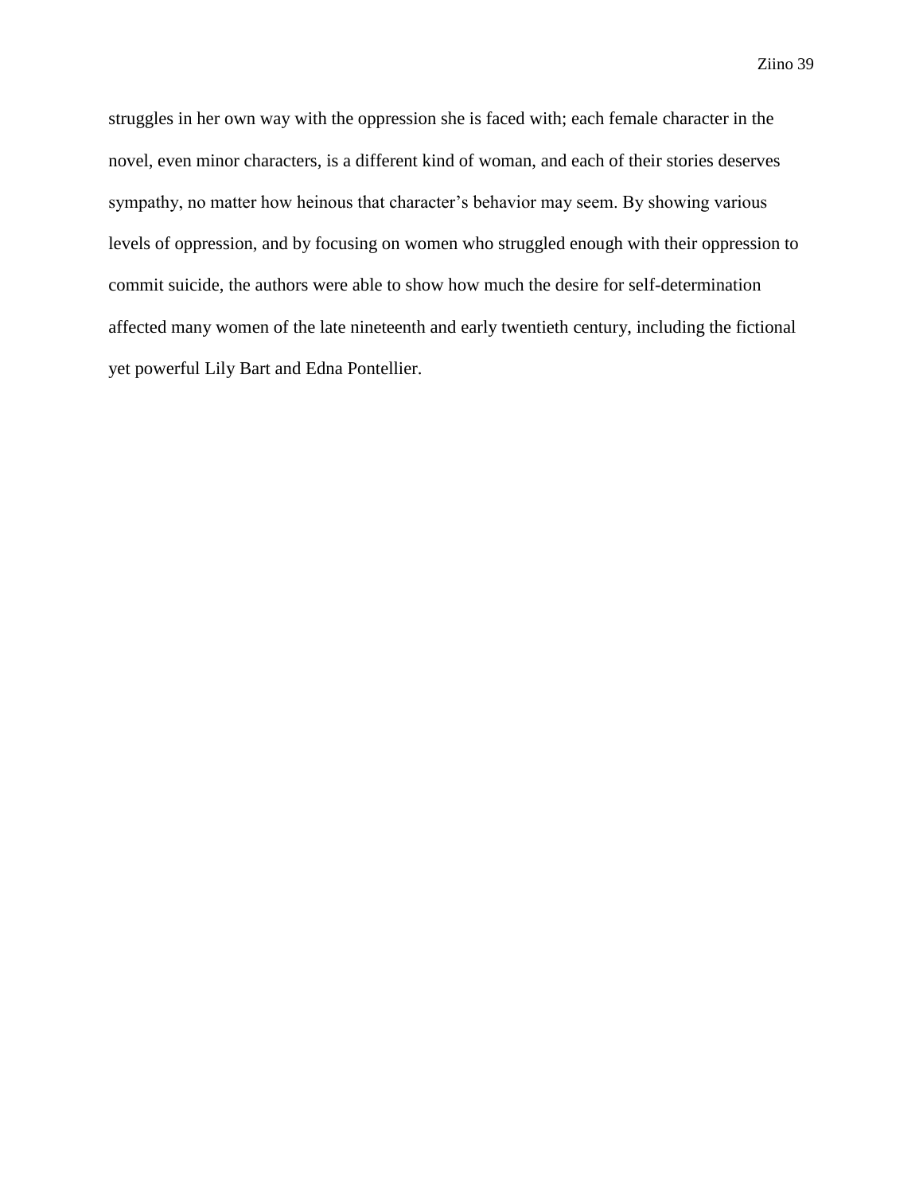struggles in her own way with the oppression she is faced with; each female character in the novel, even minor characters, is a different kind of woman, and each of their stories deserves sympathy, no matter how heinous that character's behavior may seem. By showing various levels of oppression, and by focusing on women who struggled enough with their oppression to commit suicide, the authors were able to show how much the desire for self-determination affected many women of the late nineteenth and early twentieth century, including the fictional yet powerful Lily Bart and Edna Pontellier.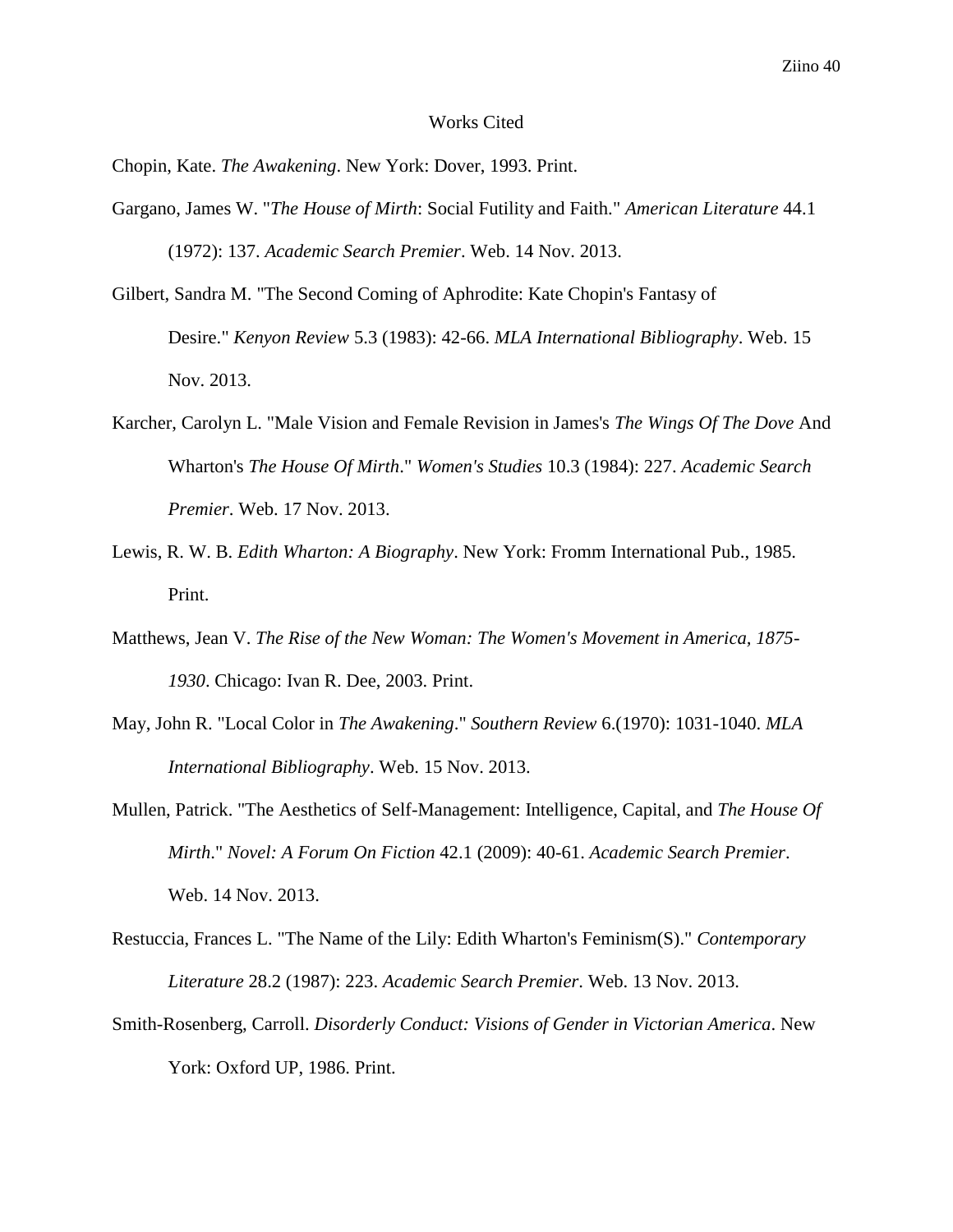# Works Cited

Chopin, Kate. *The Awakening*. New York: Dover, 1993. Print.

Gargano, James W. "*The House of Mirth*: Social Futility and Faith." *American Literature* 44.1 (1972): 137. *Academic Search Premier*. Web. 14 Nov. 2013.

Gilbert, Sandra M. "The Second Coming of Aphrodite: Kate Chopin's Fantasy of Desire." *Kenyon Review* 5.3 (1983): 42-66. *MLA International Bibliography*. Web. 15 Nov. 2013.

Karcher, Carolyn L. "Male Vision and Female Revision in James's *The Wings Of The Dove* And Wharton's *The House Of Mirth*." *Women's Studies* 10.3 (1984): 227. *Academic Search Premier*. Web. 17 Nov. 2013.

Lewis, R. W. B. *Edith Wharton: A Biography*. New York: Fromm International Pub., 1985. Print.

Matthews, Jean V. *The Rise of the New Woman: The Women's Movement in America, 1875-1930*. Chicago: Ivan R. Dee, 2003. Print.

May, John R. "Local Color in *The Awakening*." *Southern Review* 6.(1970): 1031-1040. *MLA International Bibliography*. Web. 15 Nov. 2013.

Mullen, Patrick. "The Aesthetics of Self-Management: Intelligence, Capital, and *The House Of Mirth*." *Novel: A Forum On Fiction* 42.1 (2009): 40-61. *Academic Search Premier*. Web. 14 Nov. 2013.

Restuccia, Frances L. "The Name of the Lily: Edith Wharton's Feminism(S)." *Contemporary Literature* 28.2 (1987): 223. *Academic Search Premier*. Web. 13 Nov. 2013.

Smith-Rosenberg, Carroll. *Disorderly Conduct: Visions of Gender in Victorian America*. New York: Oxford UP, 1986. Print.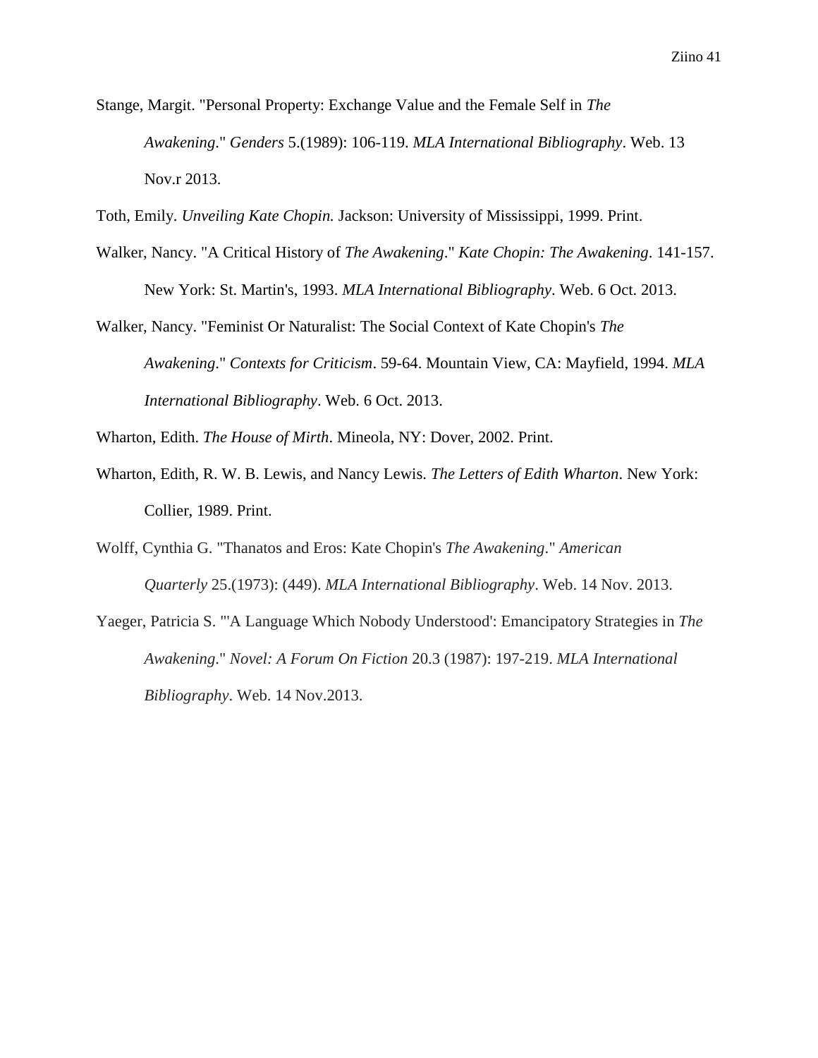Stange, Margit. "Personal Property: Exchange Value and the Female Self in *The Awakening*." *Genders* 5.(1989): 106-119. *MLA International Bibliography*. Web. 13 Nov.r 2013.

Toth, Emily. *Unveiling Kate Chopin.* Jackson: University of Mississippi, 1999. Print.

Walker, Nancy. "A Critical History of *The Awakening*." *Kate Chopin: The Awakening*. 141-157. New York: St. Martin's, 1993. *MLA International Bibliography*. Web. 6 Oct. 2013.

Walker, Nancy. "Feminist Or Naturalist: The Social Context of Kate Chopin's *The Awakening*." *Contexts for Criticism*. 59-64. Mountain View, CA: Mayfield, 1994. *MLA International Bibliography*. Web. 6 Oct. 2013.

Wharton, Edith. *The House of Mirth*. Mineola, NY: Dover, 2002. Print.

Wharton, Edith, R. W. B. Lewis, and Nancy Lewis. *The Letters of Edith Wharton*. New York: Collier, 1989. Print.

Wolff, Cynthia G. "Thanatos and Eros: Kate Chopin's *The Awakening*." *American Quarterly* 25.(1973): (449). *MLA International Bibliography*. Web. 14 Nov. 2013.

Yaeger, Patricia S. "'A Language Which Nobody Understood': Emancipatory Strategies in *The Awakening*." *Novel: A Forum On Fiction* 20.3 (1987): 197-219. *MLA International Bibliography*. Web. 14 Nov.2013.